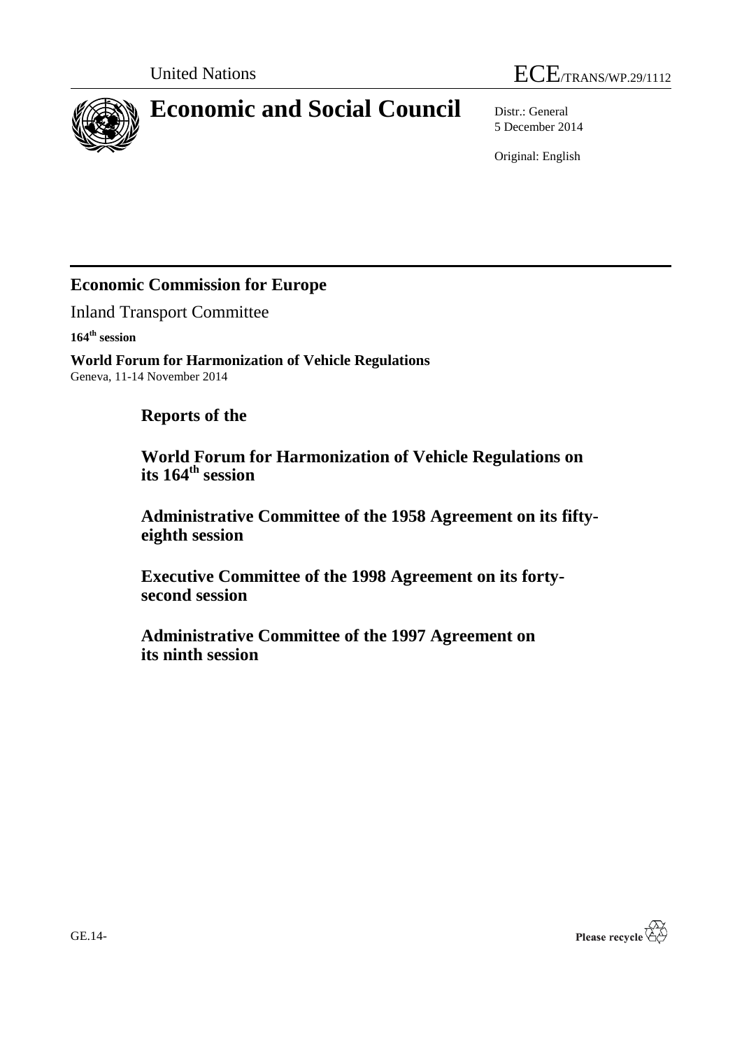United Nations

ECE/TRANS/WP.29/1112

# Economic and Social Council

Distr.: General
5 December 2014

Original: English

## Economic Commission for Europe

Inland Transport Committee

**164th session**

**World Forum for Harmonization of Vehicle Regulations**
Geneva, 11-14 November 2014

# Reports of the

# World Forum for Harmonization of Vehicle Regulations on its 164th session

# Administrative Committee of the 1958 Agreement on its fifty-eighth session

# Executive Committee of the 1998 Agreement on its forty-second session

# Administrative Committee of the 1997 Agreement on its ninth session

GE.14-

Please recycle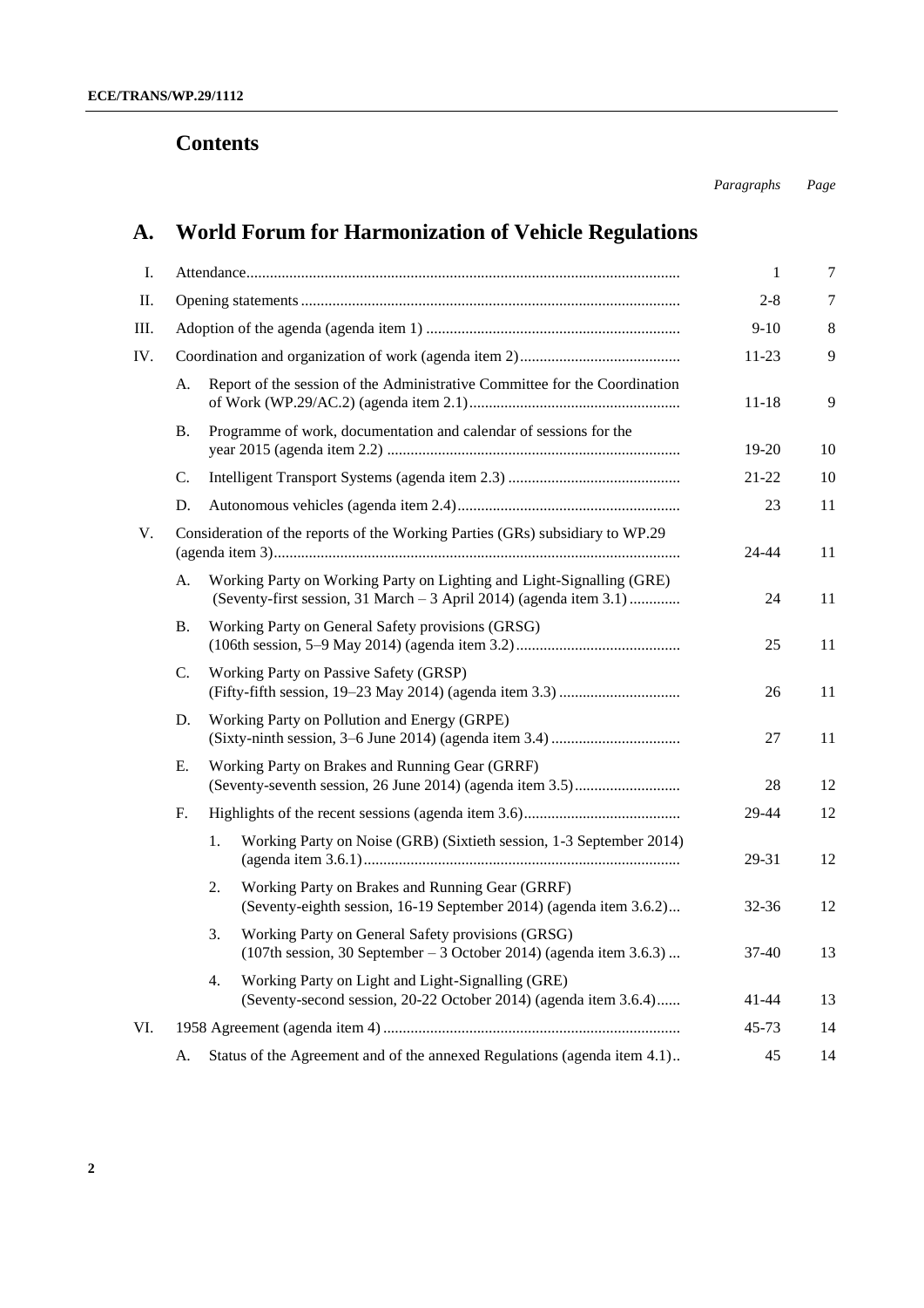## Contents

| | | Paragraphs | Page |
|---|---|---|---|

# A. World Forum for Harmonization of Vehicle Regulations

| | | Paragraphs | Page |
|---|---|---|---|
| I. | Attendance | 1 | 7 |
| II. | Opening statements | 2-8 | 7 |
| III. | Adoption of the agenda (agenda item 1) | 9-10 | 8 |
| IV. | Coordination and organization of work (agenda item 2) | 11-23 | 9 |
| | A. Report of the session of the Administrative Committee for the Coordination of Work (WP.29/AC.2) (agenda item 2.1) | 11-18 | 9 |
| | B. Programme of work, documentation and calendar of sessions for the year 2015 (agenda item 2.2) | 19-20 | 10 |
| | C. Intelligent Transport Systems (agenda item 2.3) | 21-22 | 10 |
| | D. Autonomous vehicles (agenda item 2.4) | 23 | 11 |
| V. | Consideration of the reports of the Working Parties (GRs) subsidiary to WP.29 (agenda item 3) | 24-44 | 11 |
| | A. Working Party on Working Party on Lighting and Light-Signalling (GRE) (Seventy-first session, 31 March – 3 April 2014) (agenda item 3.1) | 24 | 11 |
| | B. Working Party on General Safety provisions (GRSG) (106th session, 5–9 May 2014) (agenda item 3.2) | 25 | 11 |
| | C. Working Party on Passive Safety (GRSP) (Fifty-fifth session, 19–23 May 2014) (agenda item 3.3) | 26 | 11 |
| | D. Working Party on Pollution and Energy (GRPE) (Sixty-ninth session, 3–6 June 2014) (agenda item 3.4) | 27 | 11 |
| | E. Working Party on Brakes and Running Gear (GRRF) (Seventy-seventh session, 26 June 2014) (agenda item 3.5) | 28 | 12 |
| | F. Highlights of the recent sessions (agenda item 3.6) | 29-44 | 12 |
| | 1. Working Party on Noise (GRB) (Sixtieth session, 1-3 September 2014) (agenda item 3.6.1) | 29-31 | 12 |
| | 2. Working Party on Brakes and Running Gear (GRRF) (Seventy-eighth session, 16-19 September 2014) (agenda item 3.6.2) | 32-36 | 12 |
| | 3. Working Party on General Safety provisions (GRSG) (107th session, 30 September – 3 October 2014) (agenda item 3.6.3) | 37-40 | 13 |
| | 4. Working Party on Light and Light-Signalling (GRE) (Seventy-second session, 20-22 October 2014) (agenda item 3.6.4) | 41-44 | 13 |
| VI. | 1958 Agreement (agenda item 4) | 45-73 | 14 |
| | A. Status of the Agreement and of the annexed Regulations (agenda item 4.1) | 45 | 14 |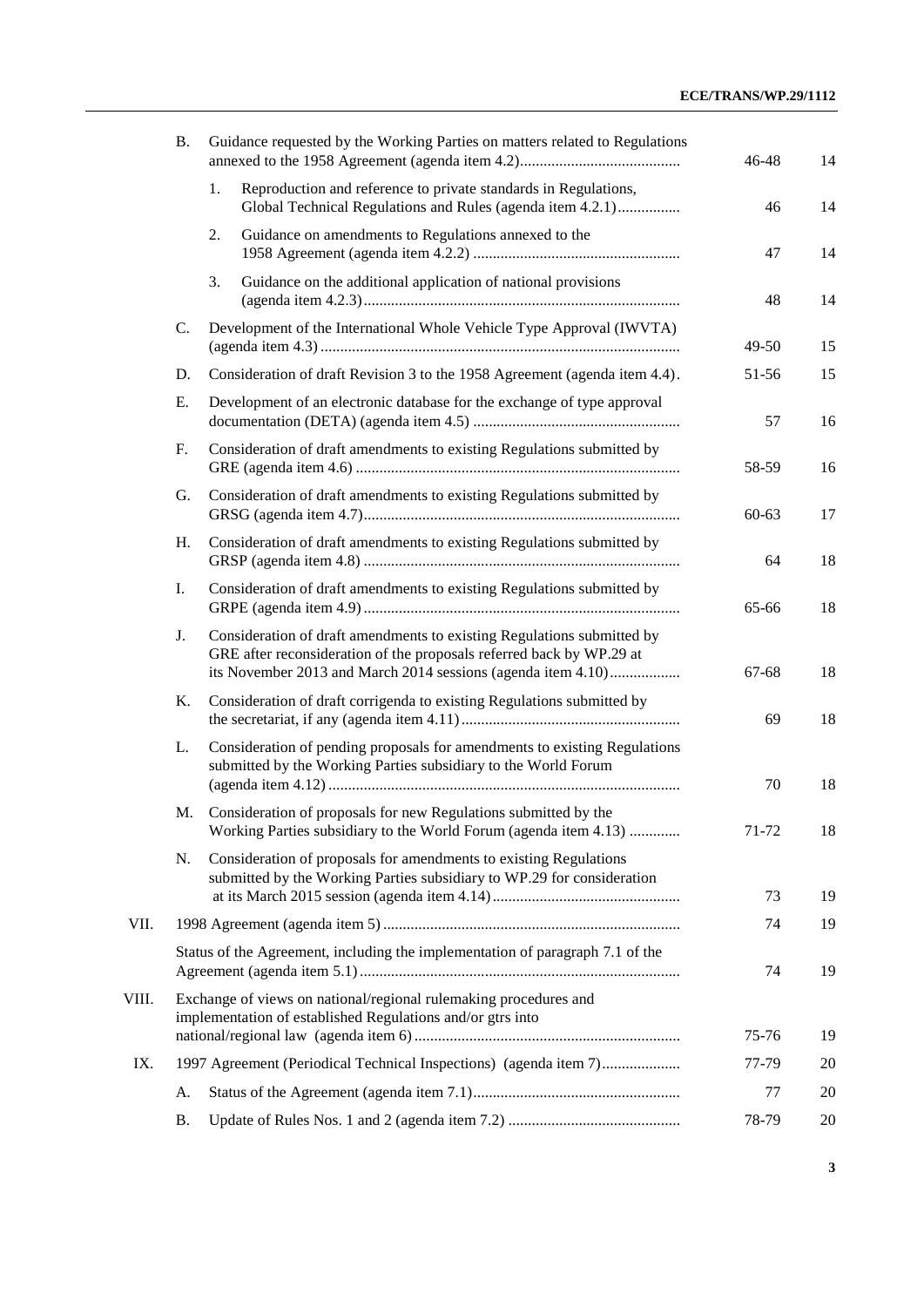| | | | Paragraphs | Page |
|---|---|---|---|---|
| | B. | Guidance requested by the Working Parties on matters related to Regulations annexed to the 1958 Agreement (agenda item 4.2) | 46-48 | 14 |
| | | 1. Reproduction and reference to private standards in Regulations, Global Technical Regulations and Rules (agenda item 4.2.1) | 46 | 14 |
| | | 2. Guidance on amendments to Regulations annexed to the 1958 Agreement (agenda item 4.2.2) | 47 | 14 |
| | | 3. Guidance on the additional application of national provisions (agenda item 4.2.3) | 48 | 14 |
| | C. | Development of the International Whole Vehicle Type Approval (IWVTA) (agenda item 4.3) | 49-50 | 15 |
| | D. | Consideration of draft Revision 3 to the 1958 Agreement (agenda item 4.4). | 51-56 | 15 |
| | E. | Development of an electronic database for the exchange of type approval documentation (DETA) (agenda item 4.5) | 57 | 16 |
| | F. | Consideration of draft amendments to existing Regulations submitted by GRE (agenda item 4.6) | 58-59 | 16 |
| | G. | Consideration of draft amendments to existing Regulations submitted by GRSG (agenda item 4.7) | 60-63 | 17 |
| | H. | Consideration of draft amendments to existing Regulations submitted by GRSP (agenda item 4.8) | 64 | 18 |
| | I. | Consideration of draft amendments to existing Regulations submitted by GRPE (agenda item 4.9) | 65-66 | 18 |
| | J. | Consideration of draft amendments to existing Regulations submitted by GRE after reconsideration of the proposals referred back by WP.29 at its November 2013 and March 2014 sessions (agenda item 4.10) | 67-68 | 18 |
| | K. | Consideration of draft corrigenda to existing Regulations submitted by the secretariat, if any (agenda item 4.11) | 69 | 18 |
| | L. | Consideration of pending proposals for amendments to existing Regulations submitted by the Working Parties subsidiary to the World Forum (agenda item 4.12) | 70 | 18 |
| | M. | Consideration of proposals for new Regulations submitted by the Working Parties subsidiary to the World Forum (agenda item 4.13) | 71-72 | 18 |
| | N. | Consideration of proposals for amendments to existing Regulations submitted by the Working Parties subsidiary to WP.29 for consideration at its March 2015 session (agenda item 4.14) | 73 | 19 |
| VII. | | 1998 Agreement (agenda item 5) | 74 | 19 |
| | | Status of the Agreement, including the implementation of paragraph 7.1 of the Agreement (agenda item 5.1) | 74 | 19 |
| VIII. | | Exchange of views on national/regional rulemaking procedures and implementation of established Regulations and/or gtrs into national/regional law (agenda item 6) | 75-76 | 19 |
| IX. | | 1997 Agreement (Periodical Technical Inspections) (agenda item 7) | 77-79 | 20 |
| | A. | Status of the Agreement (agenda item 7.1) | 77 | 20 |
| | B. | Update of Rules Nos. 1 and 2 (agenda item 7.2) | 78-79 | 20 |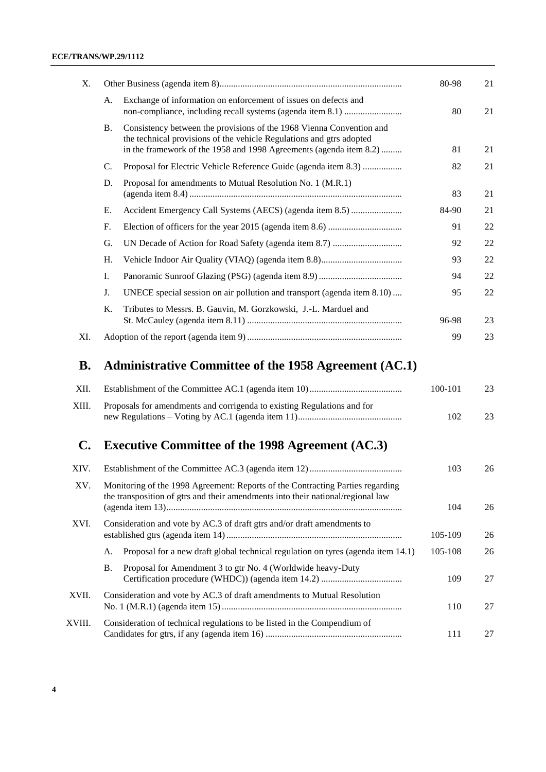| | | | Paragraphs | Page |
|---|---|---|---|---|
| X. | | Other Business (agenda item 8) | 80-98 | 21 |
| | A. | Exchange of information on enforcement of issues on defects and non-compliance, including recall systems (agenda item 8.1) | 80 | 21 |
| | B. | Consistency between the provisions of the 1968 Vienna Convention and the technical provisions of the vehicle Regulations and gtrs adopted in the framework of the 1958 and 1998 Agreements (agenda item 8.2) | 81 | 21 |
| | C. | Proposal for Electric Vehicle Reference Guide (agenda item 8.3) | 82 | 21 |
| | D. | Proposal for amendments to Mutual Resolution No. 1 (M.R.1) (agenda item 8.4) | 83 | 21 |
| | E. | Accident Emergency Call Systems (AECS) (agenda item 8.5) | 84-90 | 21 |
| | F. | Election of officers for the year 2015 (agenda item 8.6) | 91 | 22 |
| | G. | UN Decade of Action for Road Safety (agenda item 8.7) | 92 | 22 |
| | H. | Vehicle Indoor Air Quality (VIAQ) (agenda item 8.8) | 93 | 22 |
| | I. | Panoramic Sunroof Glazing (PSG) (agenda item 8.9) | 94 | 22 |
| | J. | UNECE special session on air pollution and transport (agenda item 8.10) | 95 | 22 |
| | K. | Tributes to Messrs. B. Gauvin, M. Gorzkowski, J.-L. Marduel and St. McCauley (agenda item 8.11) | 96-98 | 23 |
| XI. | | Adoption of the report (agenda item 9) | 99 | 23 |

## B. Administrative Committee of the 1958 Agreement (AC.1)

| | | | |
|---|---|---|---|
| XII. | Establishment of the Committee AC.1 (agenda item 10) | 100-101 | 23 |
| XIII. | Proposals for amendments and corrigenda to existing Regulations and for new Regulations – Voting by AC.1 (agenda item 11) | 102 | 23 |

## C. Executive Committee of the 1998 Agreement (AC.3)

| | | | | |
|---|---|---|---|---|
| XIV. | | Establishment of the Committee AC.3 (agenda item 12) | 103 | 26 |
| XV. | | Monitoring of the 1998 Agreement: Reports of the Contracting Parties regarding the transposition of gtrs and their amendments into their national/regional law (agenda item 13) | 104 | 26 |
| XVI. | | Consideration and vote by AC.3 of draft gtrs and/or draft amendments to established gtrs (agenda item 14) | 105-109 | 26 |
| | A. | Proposal for a new draft global technical regulation on tyres (agenda item 14.1) | 105-108 | 26 |
| | B. | Proposal for Amendment 3 to gtr No. 4 (Worldwide heavy-Duty Certification procedure (WHDC)) (agenda item 14.2) | 109 | 27 |
| XVII. | | Consideration and vote by AC.3 of draft amendments to Mutual Resolution No. 1 (M.R.1) (agenda item 15) | 110 | 27 |
| XVIII. | | Consideration of technical regulations to be listed in the Compendium of Candidates for gtrs, if any (agenda item 16) | 111 | 27 |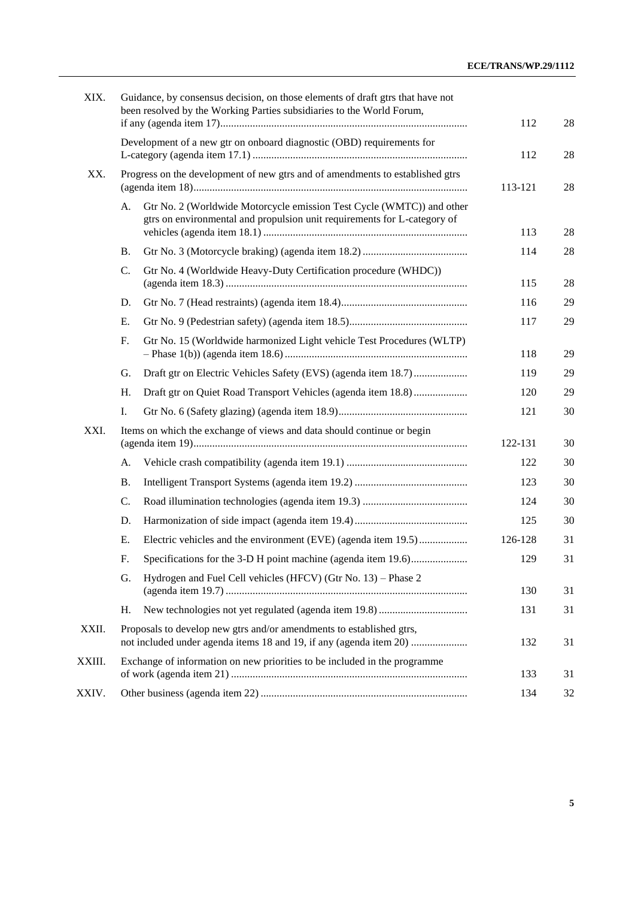| | | | Paragraphs | Page |
|---|---|---|---|---|
| XIX. | Guidance, by consensus decision, on those elements of draft gtrs that have not been resolved by the Working Parties subsidiaries to the World Forum, if any (agenda item 17) | | 112 | 28 |
| | Development of a new gtr on onboard diagnostic (OBD) requirements for L-category (agenda item 17.1) | | 112 | 28 |
| XX. | Progress on the development of new gtrs and of amendments to established gtrs (agenda item 18) | | 113-121 | 28 |
| | A. | Gtr No. 2 (Worldwide Motorcycle emission Test Cycle (WMTC)) and other gtrs on environmental and propulsion unit requirements for L-category of vehicles (agenda item 18.1) | 113 | 28 |
| | B. | Gtr No. 3 (Motorcycle braking) (agenda item 18.2) | 114 | 28 |
| | C. | Gtr No. 4 (Worldwide Heavy-Duty Certification procedure (WHDC)) (agenda item 18.3) | 115 | 28 |
| | D. | Gtr No. 7 (Head restraints) (agenda item 18.4) | 116 | 29 |
| | E. | Gtr No. 9 (Pedestrian safety) (agenda item 18.5) | 117 | 29 |
| | F. | Gtr No. 15 (Worldwide harmonized Light vehicle Test Procedures (WLTP) – Phase 1(b)) (agenda item 18.6) | 118 | 29 |
| | G. | Draft gtr on Electric Vehicles Safety (EVS) (agenda item 18.7) | 119 | 29 |
| | H. | Draft gtr on Quiet Road Transport Vehicles (agenda item 18.8) | 120 | 29 |
| | I. | Gtr No. 6 (Safety glazing) (agenda item 18.9) | 121 | 30 |
| XXI. | Items on which the exchange of views and data should continue or begin (agenda item 19) | | 122-131 | 30 |
| | A. | Vehicle crash compatibility (agenda item 19.1) | 122 | 30 |
| | B. | Intelligent Transport Systems (agenda item 19.2) | 123 | 30 |
| | C. | Road illumination technologies (agenda item 19.3) | 124 | 30 |
| | D. | Harmonization of side impact (agenda item 19.4) | 125 | 30 |
| | E. | Electric vehicles and the environment (EVE) (agenda item 19.5) | 126-128 | 31 |
| | F. | Specifications for the 3-D H point machine (agenda item 19.6) | 129 | 31 |
| | G. | Hydrogen and Fuel Cell vehicles (HFCV) (Gtr No. 13) – Phase 2 (agenda item 19.7) | 130 | 31 |
| | H. | New technologies not yet regulated (agenda item 19.8) | 131 | 31 |
| XXII. | Proposals to develop new gtrs and/or amendments to established gtrs, not included under agenda items 18 and 19, if any (agenda item 20) | | 132 | 31 |
| XXIII. | Exchange of information on new priorities to be included in the programme of work (agenda item 21) | | 133 | 31 |
| XXIV. | Other business (agenda item 22) | | 134 | 32 |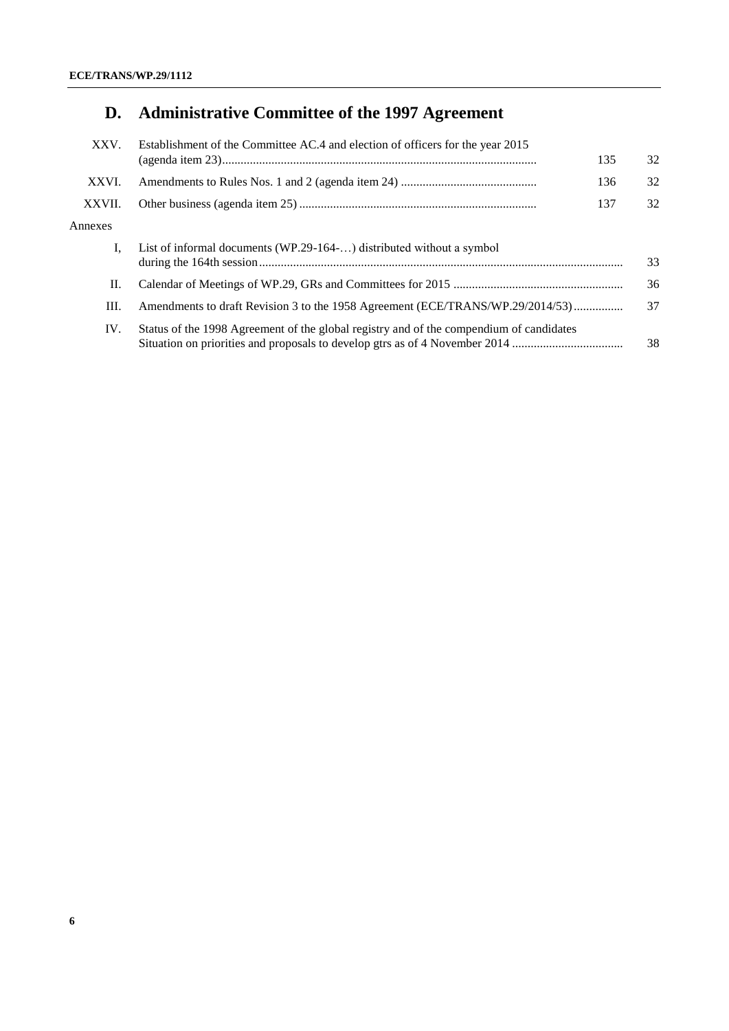## D. Administrative Committee of the 1997 Agreement

| | | | |
|---|---|---|---|
| XXV. | Establishment of the Committee AC.4 and election of officers for the year 2015 (agenda item 23) | 135 | 32 |
| XXVI. | Amendments to Rules Nos. 1 and 2 (agenda item 24) | 136 | 32 |
| XXVII. | Other business (agenda item 25) | 137 | 32 |

Annexes

| | | |
|---|---|---|
| I, | List of informal documents (WP.29-164-…) distributed without a symbol during the 164th session | 33 |
| II. | Calendar of Meetings of WP.29, GRs and Committees for 2015 | 36 |
| III. | Amendments to draft Revision 3 to the 1958 Agreement (ECE/TRANS/WP.29/2014/53) | 37 |
| IV. | Status of the 1998 Agreement of the global registry and of the compendium of candidates Situation on priorities and proposals to develop gtrs as of 4 November 2014 | 38 |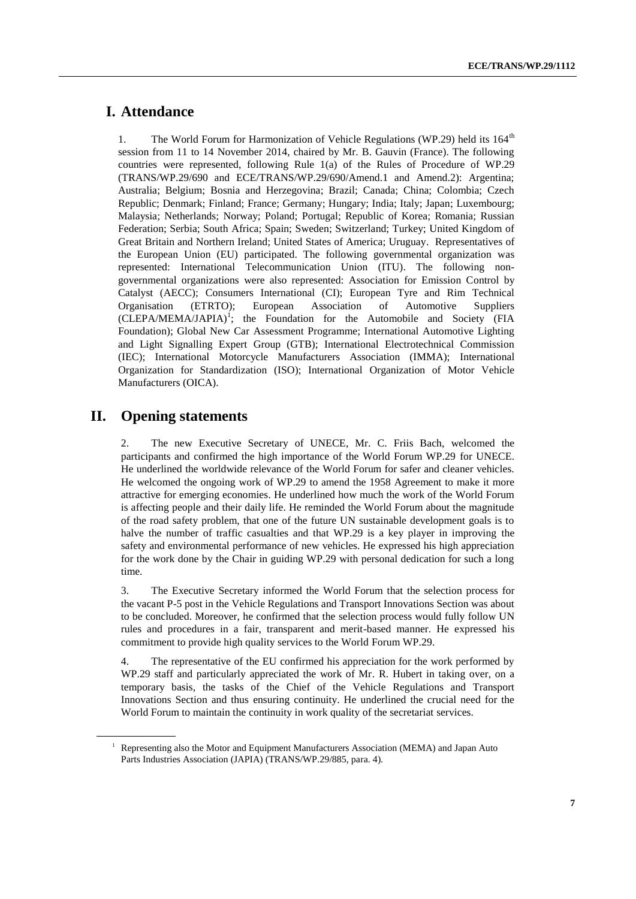# I. Attendance

1. The World Forum for Harmonization of Vehicle Regulations (WP.29) held its 164th session from 11 to 14 November 2014, chaired by Mr. B. Gauvin (France). The following countries were represented, following Rule 1(a) of the Rules of Procedure of WP.29 (TRANS/WP.29/690 and ECE/TRANS/WP.29/690/Amend.1 and Amend.2): Argentina; Australia; Belgium; Bosnia and Herzegovina; Brazil; Canada; China; Colombia; Czech Republic; Denmark; Finland; France; Germany; Hungary; India; Italy; Japan; Luxembourg; Malaysia; Netherlands; Norway; Poland; Portugal; Republic of Korea; Romania; Russian Federation; Serbia; South Africa; Spain; Sweden; Switzerland; Turkey; United Kingdom of Great Britain and Northern Ireland; United States of America; Uruguay. Representatives of the European Union (EU) participated. The following governmental organization was represented: International Telecommunication Union (ITU). The following non-governmental organizations were also represented: Association for Emission Control by Catalyst (AECC); Consumers International (CI); European Tyre and Rim Technical Organisation (ETRTO); European Association of Automotive Suppliers (CLEPA/MEMA/JAPIA)[1]; the Foundation for the Automobile and Society (FIA Foundation); Global New Car Assessment Programme; International Automotive Lighting and Light Signalling Expert Group (GTB); International Electrotechnical Commission (IEC); International Motorcycle Manufacturers Association (IMMA); International Organization for Standardization (ISO); International Organization of Motor Vehicle Manufacturers (OICA).

# II. Opening statements

2. The new Executive Secretary of UNECE, Mr. C. Friis Bach, welcomed the participants and confirmed the high importance of the World Forum WP.29 for UNECE. He underlined the worldwide relevance of the World Forum for safer and cleaner vehicles. He welcomed the ongoing work of WP.29 to amend the 1958 Agreement to make it more attractive for emerging economies. He underlined how much the work of the World Forum is affecting people and their daily life. He reminded the World Forum about the magnitude of the road safety problem, that one of the future UN sustainable development goals is to halve the number of traffic casualties and that WP.29 is a key player in improving the safety and environmental performance of new vehicles. He expressed his high appreciation for the work done by the Chair in guiding WP.29 with personal dedication for such a long time.

3. The Executive Secretary informed the World Forum that the selection process for the vacant P-5 post in the Vehicle Regulations and Transport Innovations Section was about to be concluded. Moreover, he confirmed that the selection process would fully follow UN rules and procedures in a fair, transparent and merit-based manner. He expressed his commitment to provide high quality services to the World Forum WP.29.

4. The representative of the EU confirmed his appreciation for the work performed by WP.29 staff and particularly appreciated the work of Mr. R. Hubert in taking over, on a temporary basis, the tasks of the Chief of the Vehicle Regulations and Transport Innovations Section and thus ensuring continuity. He underlined the crucial need for the World Forum to maintain the continuity in work quality of the secretariat services.

[1] Representing also the Motor and Equipment Manufacturers Association (MEMA) and Japan Auto Parts Industries Association (JAPIA) (TRANS/WP.29/885, para. 4).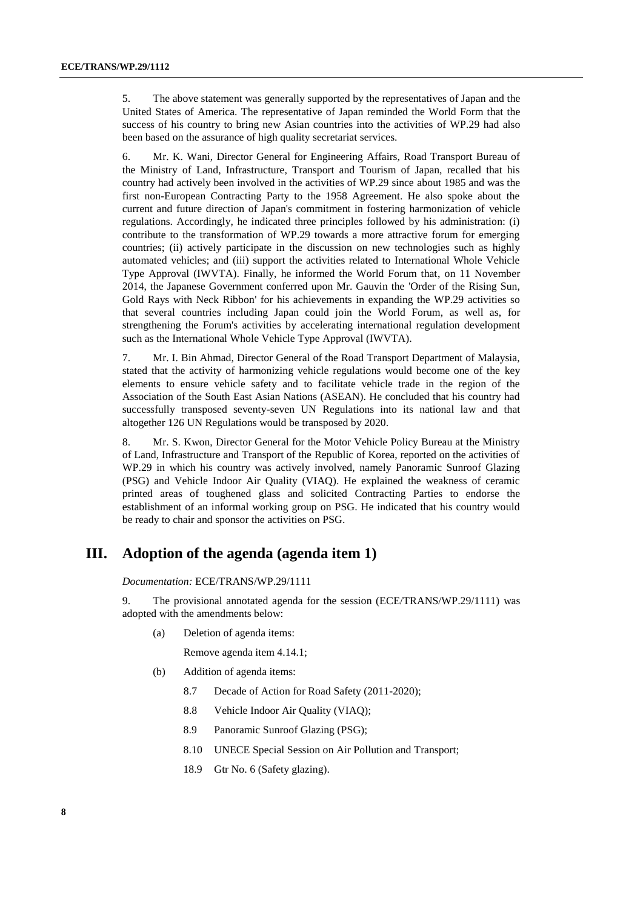5. The above statement was generally supported by the representatives of Japan and the United States of America. The representative of Japan reminded the World Form that the success of his country to bring new Asian countries into the activities of WP.29 had also been based on the assurance of high quality secretariat services.

6. Mr. K. Wani, Director General for Engineering Affairs, Road Transport Bureau of the Ministry of Land, Infrastructure, Transport and Tourism of Japan, recalled that his country had actively been involved in the activities of WP.29 since about 1985 and was the first non-European Contracting Party to the 1958 Agreement. He also spoke about the current and future direction of Japan's commitment in fostering harmonization of vehicle regulations. Accordingly, he indicated three principles followed by his administration: (i) contribute to the transformation of WP.29 towards a more attractive forum for emerging countries; (ii) actively participate in the discussion on new technologies such as highly automated vehicles; and (iii) support the activities related to International Whole Vehicle Type Approval (IWVTA). Finally, he informed the World Forum that, on 11 November 2014, the Japanese Government conferred upon Mr. Gauvin the 'Order of the Rising Sun, Gold Rays with Neck Ribbon' for his achievements in expanding the WP.29 activities so that several countries including Japan could join the World Forum, as well as, for strengthening the Forum's activities by accelerating international regulation development such as the International Whole Vehicle Type Approval (IWVTA).

7. Mr. I. Bin Ahmad, Director General of the Road Transport Department of Malaysia, stated that the activity of harmonizing vehicle regulations would become one of the key elements to ensure vehicle safety and to facilitate vehicle trade in the region of the Association of the South East Asian Nations (ASEAN). He concluded that his country had successfully transposed seventy-seven UN Regulations into its national law and that altogether 126 UN Regulations would be transposed by 2020.

8. Mr. S. Kwon, Director General for the Motor Vehicle Policy Bureau at the Ministry of Land, Infrastructure and Transport of the Republic of Korea, reported on the activities of WP.29 in which his country was actively involved, namely Panoramic Sunroof Glazing (PSG) and Vehicle Indoor Air Quality (VIAQ). He explained the weakness of ceramic printed areas of toughened glass and solicited Contracting Parties to endorse the establishment of an informal working group on PSG. He indicated that his country would be ready to chair and sponsor the activities on PSG.

## III. Adoption of the agenda (agenda item 1)

*Documentation:* ECE/TRANS/WP.29/1111

9. The provisional annotated agenda for the session (ECE/TRANS/WP.29/1111) was adopted with the amendments below:

(a) Deletion of agenda items:

Remove agenda item 4.14.1;

(b) Addition of agenda items:

8.7 Decade of Action for Road Safety (2011-2020);

8.8 Vehicle Indoor Air Quality (VIAQ);

8.9 Panoramic Sunroof Glazing (PSG);

8.10 UNECE Special Session on Air Pollution and Transport;

18.9 Gtr No. 6 (Safety glazing).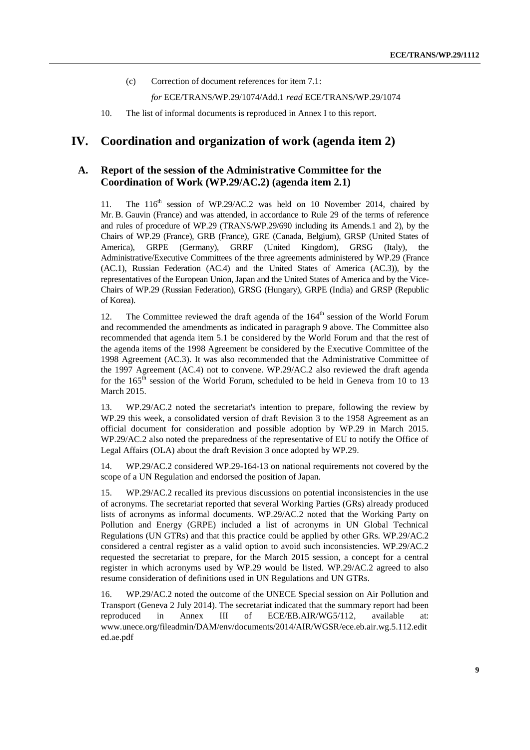(c) Correction of document references for item 7.1:

*for* ECE/TRANS/WP.29/1074/Add.1 *read* ECE/TRANS/WP.29/1074

10. The list of informal documents is reproduced in Annex I to this report.

# IV. Coordination and organization of work (agenda item 2)

## A. Report of the session of the Administrative Committee for the Coordination of Work (WP.29/AC.2) (agenda item 2.1)

11. The 116th session of WP.29/AC.2 was held on 10 November 2014, chaired by Mr. B. Gauvin (France) and was attended, in accordance to Rule 29 of the terms of reference and rules of procedure of WP.29 (TRANS/WP.29/690 including its Amends.1 and 2), by the Chairs of WP.29 (France), GRB (France), GRE (Canada, Belgium), GRSP (United States of America), GRPE (Germany), GRRF (United Kingdom), GRSG (Italy), the Administrative/Executive Committees of the three agreements administered by WP.29 (France (AC.1), Russian Federation (AC.4) and the United States of America (AC.3)), by the representatives of the European Union, Japan and the United States of America and by the Vice-Chairs of WP.29 (Russian Federation), GRSG (Hungary), GRPE (India) and GRSP (Republic of Korea).

12. The Committee reviewed the draft agenda of the 164th session of the World Forum and recommended the amendments as indicated in paragraph 9 above. The Committee also recommended that agenda item 5.1 be considered by the World Forum and that the rest of the agenda items of the 1998 Agreement be considered by the Executive Committee of the 1998 Agreement (AC.3). It was also recommended that the Administrative Committee of the 1997 Agreement (AC.4) not to convene. WP.29/AC.2 also reviewed the draft agenda for the 165th session of the World Forum, scheduled to be held in Geneva from 10 to 13 March 2015.

13. WP.29/AC.2 noted the secretariat's intention to prepare, following the review by WP.29 this week, a consolidated version of draft Revision 3 to the 1958 Agreement as an official document for consideration and possible adoption by WP.29 in March 2015. WP.29/AC.2 also noted the preparedness of the representative of EU to notify the Office of Legal Affairs (OLA) about the draft Revision 3 once adopted by WP.29.

14. WP.29/AC.2 considered WP.29-164-13 on national requirements not covered by the scope of a UN Regulation and endorsed the position of Japan.

15. WP.29/AC.2 recalled its previous discussions on potential inconsistencies in the use of acronyms. The secretariat reported that several Working Parties (GRs) already produced lists of acronyms as informal documents. WP.29/AC.2 noted that the Working Party on Pollution and Energy (GRPE) included a list of acronyms in UN Global Technical Regulations (UN GTRs) and that this practice could be applied by other GRs. WP.29/AC.2 considered a central register as a valid option to avoid such inconsistencies. WP.29/AC.2 requested the secretariat to prepare, for the March 2015 session, a concept for a central register in which acronyms used by WP.29 would be listed. WP.29/AC.2 agreed to also resume consideration of definitions used in UN Regulations and UN GTRs.

16. WP.29/AC.2 noted the outcome of the UNECE Special session on Air Pollution and Transport (Geneva 2 July 2014). The secretariat indicated that the summary report had been reproduced in Annex III of ECE/EB.AIR/WG5/112, available at: www.unece.org/fileadmin/DAM/env/documents/2014/AIR/WGSR/ece.eb.air.wg.5.112.edited.ae.pdf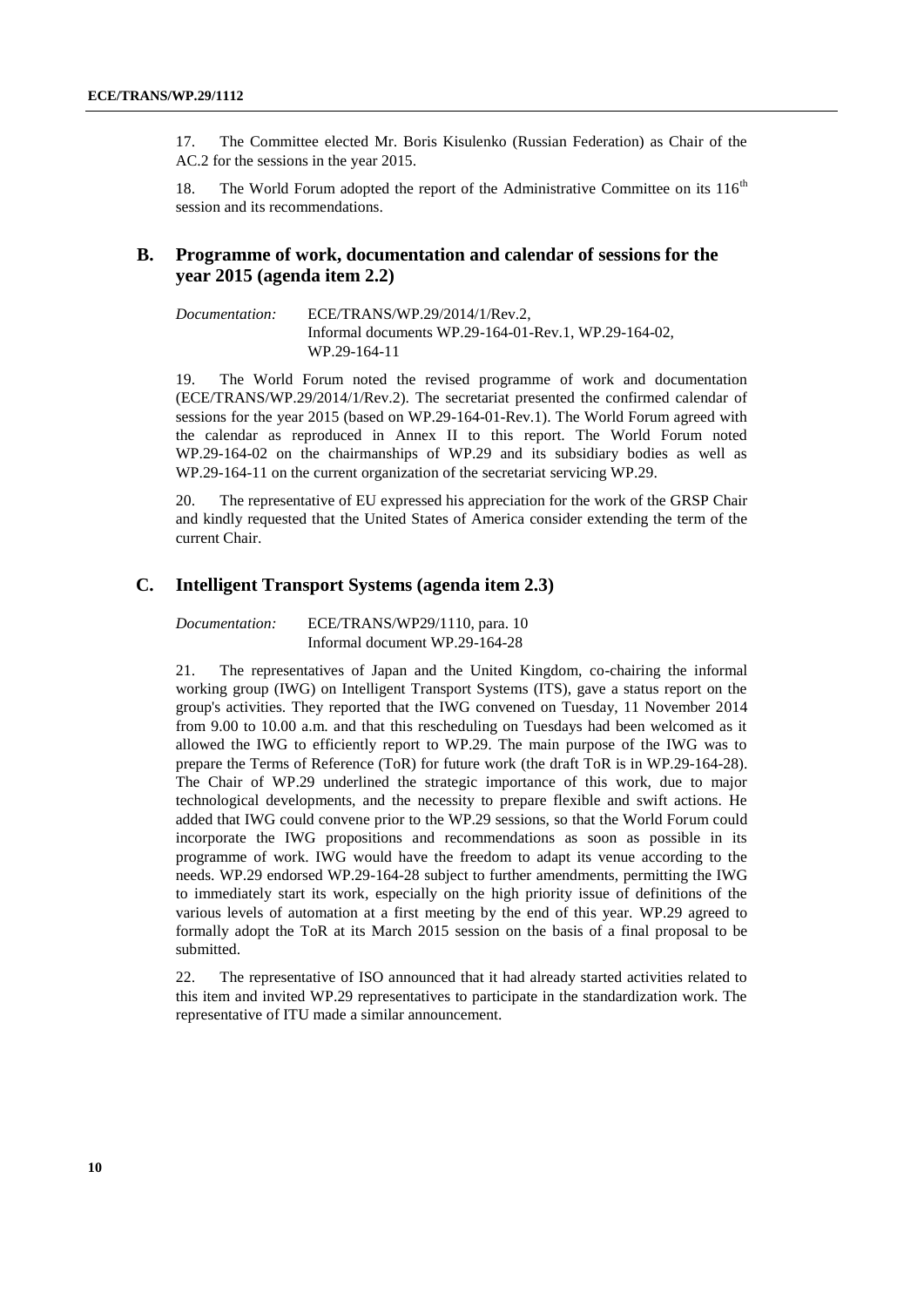17. The Committee elected Mr. Boris Kisulenko (Russian Federation) as Chair of the AC.2 for the sessions in the year 2015.

18. The World Forum adopted the report of the Administrative Committee on its 116th session and its recommendations.

## B. Programme of work, documentation and calendar of sessions for the year 2015 (agenda item 2.2)

*Documentation:* ECE/TRANS/WP.29/2014/1/Rev.2, Informal documents WP.29-164-01-Rev.1, WP.29-164-02, WP.29-164-11

19. The World Forum noted the revised programme of work and documentation (ECE/TRANS/WP.29/2014/1/Rev.2). The secretariat presented the confirmed calendar of sessions for the year 2015 (based on WP.29-164-01-Rev.1). The World Forum agreed with the calendar as reproduced in Annex II to this report. The World Forum noted WP.29-164-02 on the chairmanships of WP.29 and its subsidiary bodies as well as WP.29-164-11 on the current organization of the secretariat servicing WP.29.

20. The representative of EU expressed his appreciation for the work of the GRSP Chair and kindly requested that the United States of America consider extending the term of the current Chair.

## C. Intelligent Transport Systems (agenda item 2.3)

*Documentation:* ECE/TRANS/WP29/1110, para. 10 Informal document WP.29-164-28

21. The representatives of Japan and the United Kingdom, co-chairing the informal working group (IWG) on Intelligent Transport Systems (ITS), gave a status report on the group's activities. They reported that the IWG convened on Tuesday, 11 November 2014 from 9.00 to 10.00 a.m. and that this rescheduling on Tuesdays had been welcomed as it allowed the IWG to efficiently report to WP.29. The main purpose of the IWG was to prepare the Terms of Reference (ToR) for future work (the draft ToR is in WP.29-164-28). The Chair of WP.29 underlined the strategic importance of this work, due to major technological developments, and the necessity to prepare flexible and swift actions. He added that IWG could convene prior to the WP.29 sessions, so that the World Forum could incorporate the IWG propositions and recommendations as soon as possible in its programme of work. IWG would have the freedom to adapt its venue according to the needs. WP.29 endorsed WP.29-164-28 subject to further amendments, permitting the IWG to immediately start its work, especially on the high priority issue of definitions of the various levels of automation at a first meeting by the end of this year. WP.29 agreed to formally adopt the ToR at its March 2015 session on the basis of a final proposal to be submitted.

22. The representative of ISO announced that it had already started activities related to this item and invited WP.29 representatives to participate in the standardization work. The representative of ITU made a similar announcement.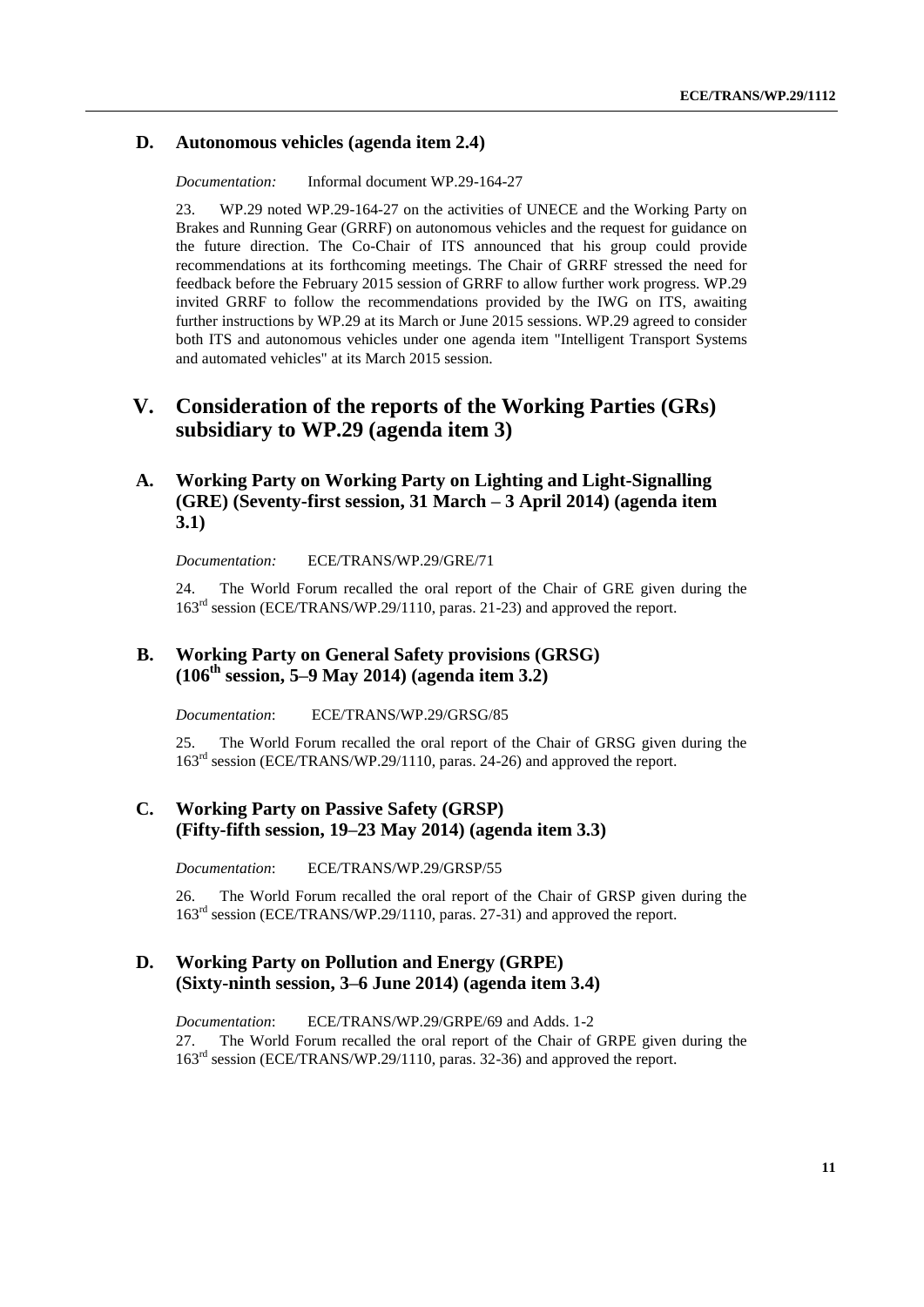### D. Autonomous vehicles (agenda item 2.4)

*Documentation:* Informal document WP.29-164-27

23. WP.29 noted WP.29-164-27 on the activities of UNECE and the Working Party on Brakes and Running Gear (GRRF) on autonomous vehicles and the request for guidance on the future direction. The Co-Chair of ITS announced that his group could provide recommendations at its forthcoming meetings. The Chair of GRRF stressed the need for feedback before the February 2015 session of GRRF to allow further work progress. WP.29 invited GRRF to follow the recommendations provided by the IWG on ITS, awaiting further instructions by WP.29 at its March or June 2015 sessions. WP.29 agreed to consider both ITS and autonomous vehicles under one agenda item "Intelligent Transport Systems and automated vehicles" at its March 2015 session.

## V. Consideration of the reports of the Working Parties (GRs) subsidiary to WP.29 (agenda item 3)

### A. Working Party on Working Party on Lighting and Light-Signalling (GRE) (Seventy-first session, 31 March – 3 April 2014) (agenda item 3.1)

*Documentation:* ECE/TRANS/WP.29/GRE/71

24. The World Forum recalled the oral report of the Chair of GRE given during the 163rd session (ECE/TRANS/WP.29/1110, paras. 21-23) and approved the report.

### B. Working Party on General Safety provisions (GRSG) (106th session, 5–9 May 2014) (agenda item 3.2)

*Documentation*: ECE/TRANS/WP.29/GRSG/85

25. The World Forum recalled the oral report of the Chair of GRSG given during the 163rd session (ECE/TRANS/WP.29/1110, paras. 24-26) and approved the report.

### C. Working Party on Passive Safety (GRSP) (Fifty-fifth session, 19–23 May 2014) (agenda item 3.3)

*Documentation*: ECE/TRANS/WP.29/GRSP/55

26. The World Forum recalled the oral report of the Chair of GRSP given during the 163rd session (ECE/TRANS/WP.29/1110, paras. 27-31) and approved the report.

### D. Working Party on Pollution and Energy (GRPE) (Sixty-ninth session, 3–6 June 2014) (agenda item 3.4)

*Documentation*: ECE/TRANS/WP.29/GRPE/69 and Adds. 1-2

27. The World Forum recalled the oral report of the Chair of GRPE given during the 163rd session (ECE/TRANS/WP.29/1110, paras. 32-36) and approved the report.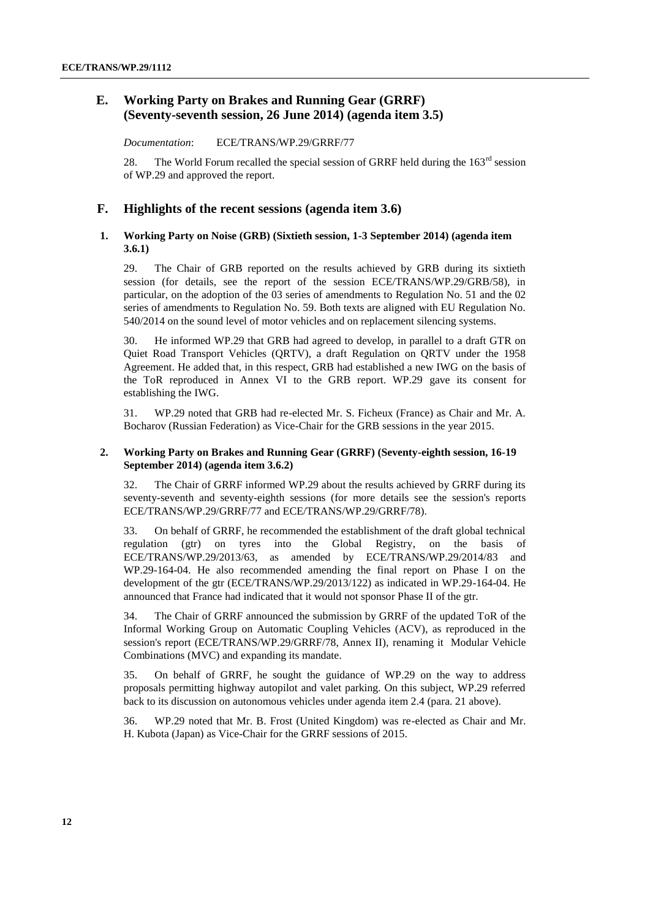## E. Working Party on Brakes and Running Gear (GRRF) (Seventy-seventh session, 26 June 2014) (agenda item 3.5)

*Documentation*: ECE/TRANS/WP.29/GRRF/77

28. The World Forum recalled the special session of GRRF held during the 163rd session of WP.29 and approved the report.

## F. Highlights of the recent sessions (agenda item 3.6)

### 1. Working Party on Noise (GRB) (Sixtieth session, 1-3 September 2014) (agenda item 3.6.1)

29. The Chair of GRB reported on the results achieved by GRB during its sixtieth session (for details, see the report of the session ECE/TRANS/WP.29/GRB/58), in particular, on the adoption of the 03 series of amendments to Regulation No. 51 and the 02 series of amendments to Regulation No. 59. Both texts are aligned with EU Regulation No. 540/2014 on the sound level of motor vehicles and on replacement silencing systems.

30. He informed WP.29 that GRB had agreed to develop, in parallel to a draft GTR on Quiet Road Transport Vehicles (QRTV), a draft Regulation on QRTV under the 1958 Agreement. He added that, in this respect, GRB had established a new IWG on the basis of the ToR reproduced in Annex VI to the GRB report. WP.29 gave its consent for establishing the IWG.

31. WP.29 noted that GRB had re-elected Mr. S. Ficheux (France) as Chair and Mr. A. Bocharov (Russian Federation) as Vice-Chair for the GRB sessions in the year 2015.

### 2. Working Party on Brakes and Running Gear (GRRF) (Seventy-eighth session, 16-19 September 2014) (agenda item 3.6.2)

32. The Chair of GRRF informed WP.29 about the results achieved by GRRF during its seventy-seventh and seventy-eighth sessions (for more details see the session's reports ECE/TRANS/WP.29/GRRF/77 and ECE/TRANS/WP.29/GRRF/78).

33. On behalf of GRRF, he recommended the establishment of the draft global technical regulation (gtr) on tyres into the Global Registry, on the basis of ECE/TRANS/WP.29/2013/63, as amended by ECE/TRANS/WP.29/2014/83 and WP.29-164-04. He also recommended amending the final report on Phase I on the development of the gtr (ECE/TRANS/WP.29/2013/122) as indicated in WP.29-164-04. He announced that France had indicated that it would not sponsor Phase II of the gtr.

34. The Chair of GRRF announced the submission by GRRF of the updated ToR of the Informal Working Group on Automatic Coupling Vehicles (ACV), as reproduced in the session's report (ECE/TRANS/WP.29/GRRF/78, Annex II), renaming it Modular Vehicle Combinations (MVC) and expanding its mandate.

35. On behalf of GRRF, he sought the guidance of WP.29 on the way to address proposals permitting highway autopilot and valet parking. On this subject, WP.29 referred back to its discussion on autonomous vehicles under agenda item 2.4 (para. 21 above).

36. WP.29 noted that Mr. B. Frost (United Kingdom) was re-elected as Chair and Mr. H. Kubota (Japan) as Vice-Chair for the GRRF sessions of 2015.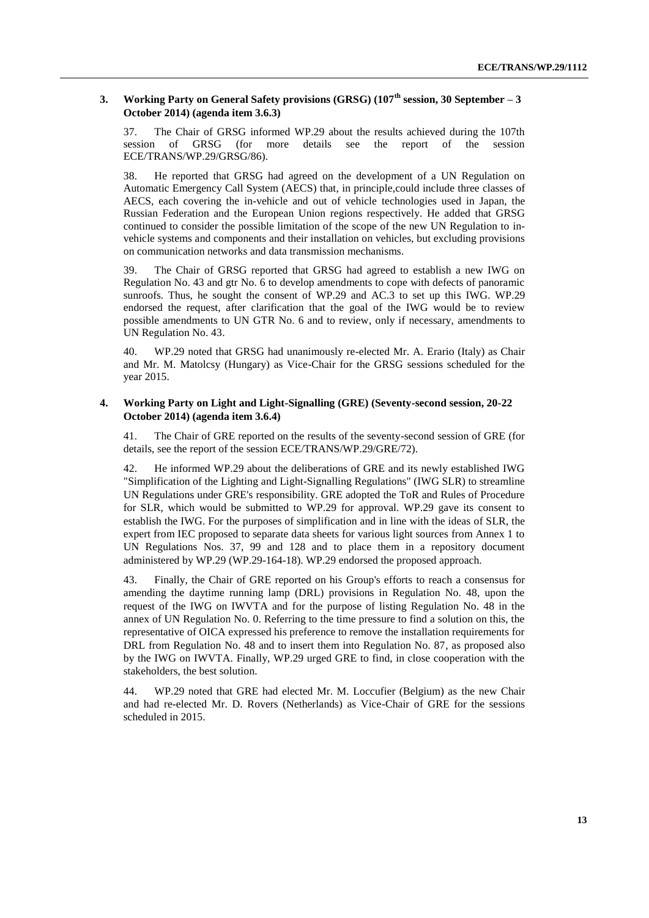### 3. Working Party on General Safety provisions (GRSG) (107th session, 30 September – 3 October 2014) (agenda item 3.6.3)

37. The Chair of GRSG informed WP.29 about the results achieved during the 107th session of GRSG (for more details see the report of the session ECE/TRANS/WP.29/GRSG/86).

38. He reported that GRSG had agreed on the development of a UN Regulation on Automatic Emergency Call System (AECS) that, in principle,could include three classes of AECS, each covering the in-vehicle and out of vehicle technologies used in Japan, the Russian Federation and the European Union regions respectively. He added that GRSG continued to consider the possible limitation of the scope of the new UN Regulation to in-vehicle systems and components and their installation on vehicles, but excluding provisions on communication networks and data transmission mechanisms.

39. The Chair of GRSG reported that GRSG had agreed to establish a new IWG on Regulation No. 43 and gtr No. 6 to develop amendments to cope with defects of panoramic sunroofs. Thus, he sought the consent of WP.29 and AC.3 to set up this IWG. WP.29 endorsed the request, after clarification that the goal of the IWG would be to review possible amendments to UN GTR No. 6 and to review, only if necessary, amendments to UN Regulation No. 43.

40. WP.29 noted that GRSG had unanimously re-elected Mr. A. Erario (Italy) as Chair and Mr. M. Matolcsy (Hungary) as Vice-Chair for the GRSG sessions scheduled for the year 2015.

### 4. Working Party on Light and Light-Signalling (GRE) (Seventy-second session, 20-22 October 2014) (agenda item 3.6.4)

41. The Chair of GRE reported on the results of the seventy-second session of GRE (for details, see the report of the session ECE/TRANS/WP.29/GRE/72).

42. He informed WP.29 about the deliberations of GRE and its newly established IWG "Simplification of the Lighting and Light-Signalling Regulations" (IWG SLR) to streamline UN Regulations under GRE's responsibility. GRE adopted the ToR and Rules of Procedure for SLR, which would be submitted to WP.29 for approval. WP.29 gave its consent to establish the IWG. For the purposes of simplification and in line with the ideas of SLR, the expert from IEC proposed to separate data sheets for various light sources from Annex 1 to UN Regulations Nos. 37, 99 and 128 and to place them in a repository document administered by WP.29 (WP.29-164-18). WP.29 endorsed the proposed approach.

43. Finally, the Chair of GRE reported on his Group's efforts to reach a consensus for amending the daytime running lamp (DRL) provisions in Regulation No. 48, upon the request of the IWG on IWVTA and for the purpose of listing Regulation No. 48 in the annex of UN Regulation No. 0. Referring to the time pressure to find a solution on this, the representative of OICA expressed his preference to remove the installation requirements for DRL from Regulation No. 48 and to insert them into Regulation No. 87, as proposed also by the IWG on IWVTA. Finally, WP.29 urged GRE to find, in close cooperation with the stakeholders, the best solution.

44. WP.29 noted that GRE had elected Mr. M. Loccufier (Belgium) as the new Chair and had re-elected Mr. D. Rovers (Netherlands) as Vice-Chair of GRE for the sessions scheduled in 2015.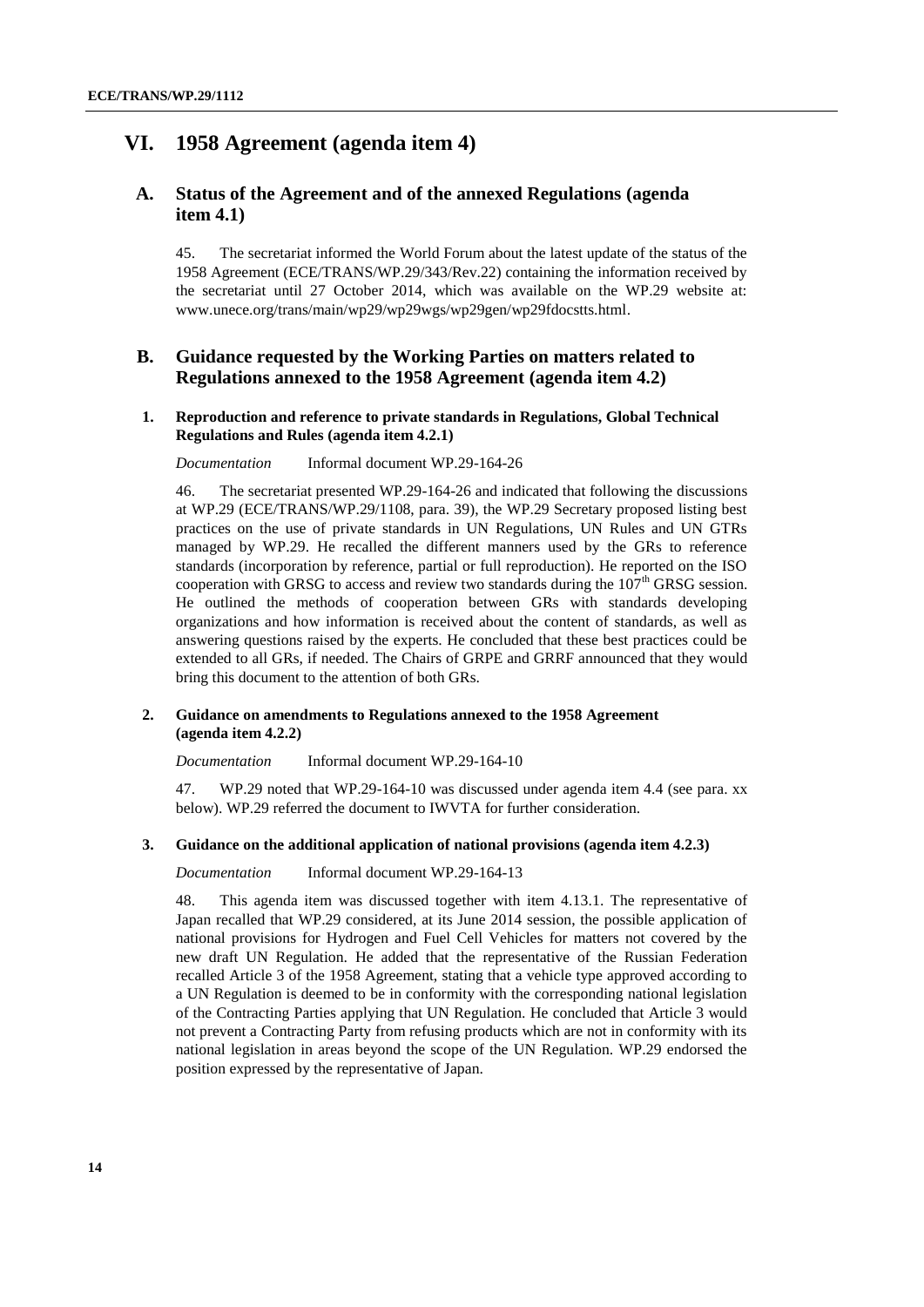# VI. 1958 Agreement (agenda item 4)

## A. Status of the Agreement and of the annexed Regulations (agenda item 4.1)

45. The secretariat informed the World Forum about the latest update of the status of the 1958 Agreement (ECE/TRANS/WP.29/343/Rev.22) containing the information received by the secretariat until 27 October 2014, which was available on the WP.29 website at: www.unece.org/trans/main/wp29/wp29wgs/wp29gen/wp29fdocstts.html.

## B. Guidance requested by the Working Parties on matters related to Regulations annexed to the 1958 Agreement (agenda item 4.2)

### 1. Reproduction and reference to private standards in Regulations, Global Technical Regulations and Rules (agenda item 4.2.1)

*Documentation* Informal document WP.29-164-26

46. The secretariat presented WP.29-164-26 and indicated that following the discussions at WP.29 (ECE/TRANS/WP.29/1108, para. 39), the WP.29 Secretary proposed listing best practices on the use of private standards in UN Regulations, UN Rules and UN GTRs managed by WP.29. He recalled the different manners used by the GRs to reference standards (incorporation by reference, partial or full reproduction). He reported on the ISO cooperation with GRSG to access and review two standards during the 107th GRSG session. He outlined the methods of cooperation between GRs with standards developing organizations and how information is received about the content of standards, as well as answering questions raised by the experts. He concluded that these best practices could be extended to all GRs, if needed. The Chairs of GRPE and GRRF announced that they would bring this document to the attention of both GRs.

### 2. Guidance on amendments to Regulations annexed to the 1958 Agreement (agenda item 4.2.2)

*Documentation* Informal document WP.29-164-10

47. WP.29 noted that WP.29-164-10 was discussed under agenda item 4.4 (see para. xx below). WP.29 referred the document to IWVTA for further consideration.

### 3. Guidance on the additional application of national provisions (agenda item 4.2.3)

*Documentation* Informal document WP.29-164-13

48. This agenda item was discussed together with item 4.13.1. The representative of Japan recalled that WP.29 considered, at its June 2014 session, the possible application of national provisions for Hydrogen and Fuel Cell Vehicles for matters not covered by the new draft UN Regulation. He added that the representative of the Russian Federation recalled Article 3 of the 1958 Agreement, stating that a vehicle type approved according to a UN Regulation is deemed to be in conformity with the corresponding national legislation of the Contracting Parties applying that UN Regulation. He concluded that Article 3 would not prevent a Contracting Party from refusing products which are not in conformity with its national legislation in areas beyond the scope of the UN Regulation. WP.29 endorsed the position expressed by the representative of Japan.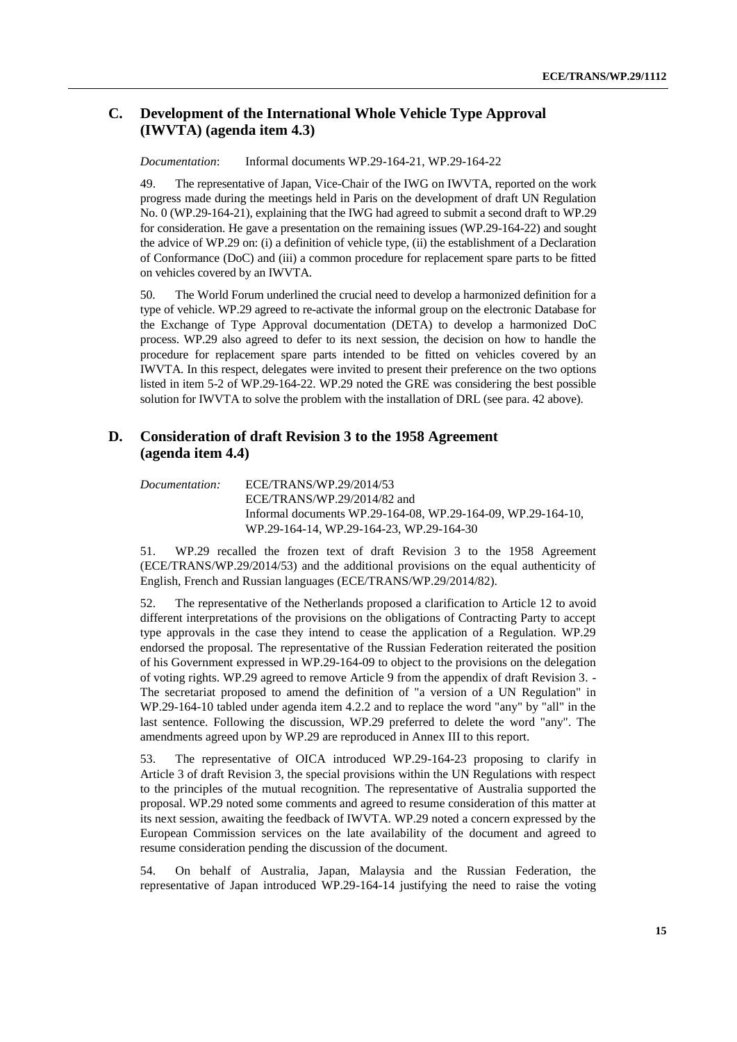## C. Development of the International Whole Vehicle Type Approval (IWVTA) (agenda item 4.3)

*Documentation*: Informal documents WP.29-164-21, WP.29-164-22

49. The representative of Japan, Vice-Chair of the IWG on IWVTA, reported on the work progress made during the meetings held in Paris on the development of draft UN Regulation No. 0 (WP.29-164-21), explaining that the IWG had agreed to submit a second draft to WP.29 for consideration. He gave a presentation on the remaining issues (WP.29-164-22) and sought the advice of WP.29 on: (i) a definition of vehicle type, (ii) the establishment of a Declaration of Conformance (DoC) and (iii) a common procedure for replacement spare parts to be fitted on vehicles covered by an IWVTA.

50. The World Forum underlined the crucial need to develop a harmonized definition for a type of vehicle. WP.29 agreed to re-activate the informal group on the electronic Database for the Exchange of Type Approval documentation (DETA) to develop a harmonized DoC process. WP.29 also agreed to defer to its next session, the decision on how to handle the procedure for replacement spare parts intended to be fitted on vehicles covered by an IWVTA. In this respect, delegates were invited to present their preference on the two options listed in item 5-2 of WP.29-164-22. WP.29 noted the GRE was considering the best possible solution for IWVTA to solve the problem with the installation of DRL (see para. 42 above).

## D. Consideration of draft Revision 3 to the 1958 Agreement (agenda item 4.4)

*Documentation:* ECE/TRANS/WP.29/2014/53
ECE/TRANS/WP.29/2014/82 and
Informal documents WP.29-164-08, WP.29-164-09, WP.29-164-10, WP.29-164-14, WP.29-164-23, WP.29-164-30

51. WP.29 recalled the frozen text of draft Revision 3 to the 1958 Agreement (ECE/TRANS/WP.29/2014/53) and the additional provisions on the equal authenticity of English, French and Russian languages (ECE/TRANS/WP.29/2014/82).

52. The representative of the Netherlands proposed a clarification to Article 12 to avoid different interpretations of the provisions on the obligations of Contracting Party to accept type approvals in the case they intend to cease the application of a Regulation. WP.29 endorsed the proposal. The representative of the Russian Federation reiterated the position of his Government expressed in WP.29-164-09 to object to the provisions on the delegation of voting rights. WP.29 agreed to remove Article 9 from the appendix of draft Revision 3. - The secretariat proposed to amend the definition of "a version of a UN Regulation" in WP.29-164-10 tabled under agenda item 4.2.2 and to replace the word "any" by "all" in the last sentence. Following the discussion, WP.29 preferred to delete the word "any". The amendments agreed upon by WP.29 are reproduced in Annex III to this report.

53. The representative of OICA introduced WP.29-164-23 proposing to clarify in Article 3 of draft Revision 3, the special provisions within the UN Regulations with respect to the principles of the mutual recognition. The representative of Australia supported the proposal. WP.29 noted some comments and agreed to resume consideration of this matter at its next session, awaiting the feedback of IWVTA. WP.29 noted a concern expressed by the European Commission services on the late availability of the document and agreed to resume consideration pending the discussion of the document.

54. On behalf of Australia, Japan, Malaysia and the Russian Federation, the representative of Japan introduced WP.29-164-14 justifying the need to raise the voting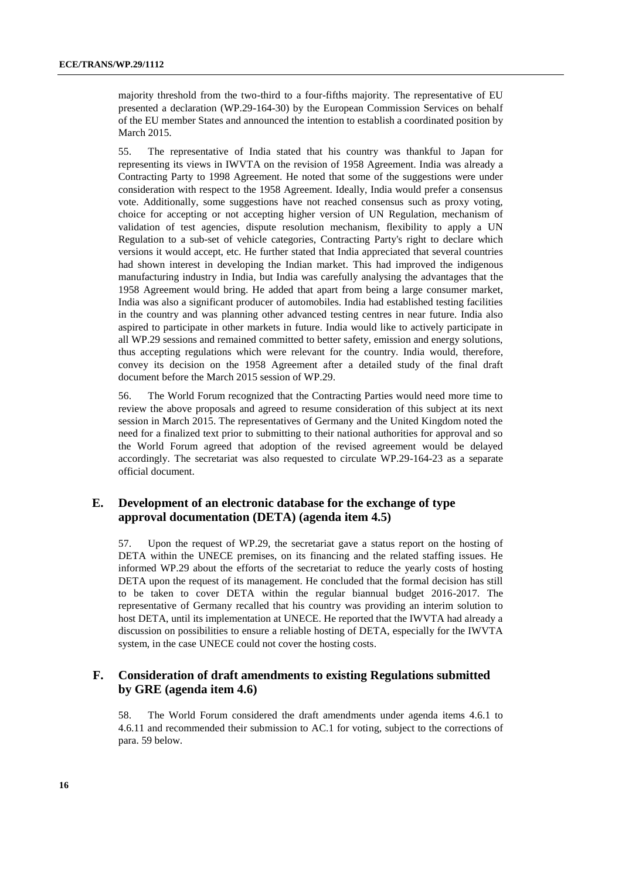majority threshold from the two-third to a four-fifths majority. The representative of EU presented a declaration (WP.29-164-30) by the European Commission Services on behalf of the EU member States and announced the intention to establish a coordinated position by March 2015.

55. The representative of India stated that his country was thankful to Japan for representing its views in IWVTA on the revision of 1958 Agreement. India was already a Contracting Party to 1998 Agreement. He noted that some of the suggestions were under consideration with respect to the 1958 Agreement. Ideally, India would prefer a consensus vote. Additionally, some suggestions have not reached consensus such as proxy voting, choice for accepting or not accepting higher version of UN Regulation, mechanism of validation of test agencies, dispute resolution mechanism, flexibility to apply a UN Regulation to a sub-set of vehicle categories, Contracting Party's right to declare which versions it would accept, etc. He further stated that India appreciated that several countries had shown interest in developing the Indian market. This had improved the indigenous manufacturing industry in India, but India was carefully analysing the advantages that the 1958 Agreement would bring. He added that apart from being a large consumer market, India was also a significant producer of automobiles. India had established testing facilities in the country and was planning other advanced testing centres in near future. India also aspired to participate in other markets in future. India would like to actively participate in all WP.29 sessions and remained committed to better safety, emission and energy solutions, thus accepting regulations which were relevant for the country. India would, therefore, convey its decision on the 1958 Agreement after a detailed study of the final draft document before the March 2015 session of WP.29.

56. The World Forum recognized that the Contracting Parties would need more time to review the above proposals and agreed to resume consideration of this subject at its next session in March 2015. The representatives of Germany and the United Kingdom noted the need for a finalized text prior to submitting to their national authorities for approval and so the World Forum agreed that adoption of the revised agreement would be delayed accordingly. The secretariat was also requested to circulate WP.29-164-23 as a separate official document.

## E. Development of an electronic database for the exchange of type approval documentation (DETA) (agenda item 4.5)

57. Upon the request of WP.29, the secretariat gave a status report on the hosting of DETA within the UNECE premises, on its financing and the related staffing issues. He informed WP.29 about the efforts of the secretariat to reduce the yearly costs of hosting DETA upon the request of its management. He concluded that the formal decision has still to be taken to cover DETA within the regular biannual budget 2016-2017. The representative of Germany recalled that his country was providing an interim solution to host DETA, until its implementation at UNECE. He reported that the IWVTA had already a discussion on possibilities to ensure a reliable hosting of DETA, especially for the IWVTA system, in the case UNECE could not cover the hosting costs.

## F. Consideration of draft amendments to existing Regulations submitted by GRE (agenda item 4.6)

58. The World Forum considered the draft amendments under agenda items 4.6.1 to 4.6.11 and recommended their submission to AC.1 for voting, subject to the corrections of para. 59 below.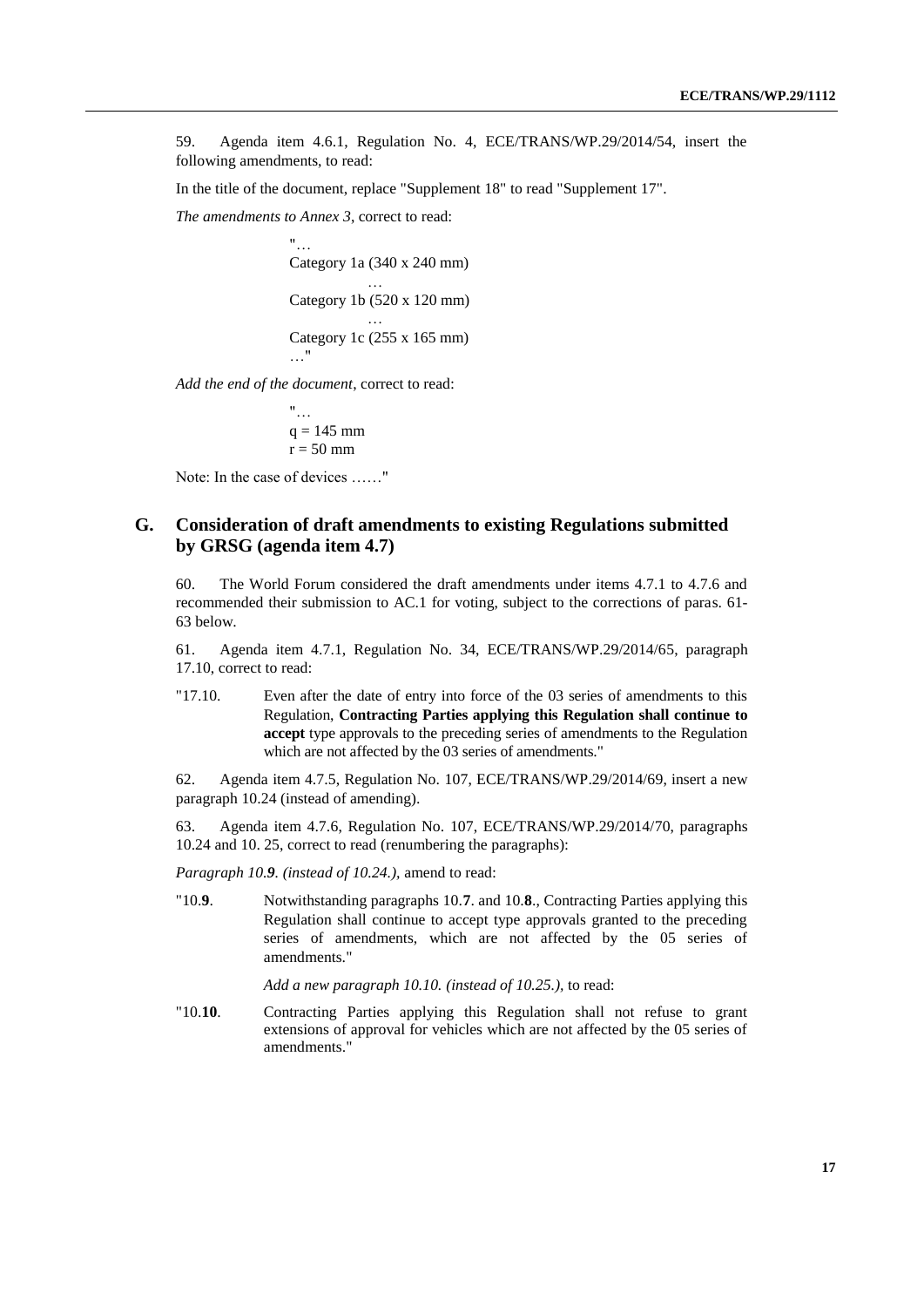59. Agenda item 4.6.1, Regulation No. 4, ECE/TRANS/WP.29/2014/54, insert the following amendments, to read:

In the title of the document, replace "Supplement 18" to read "Supplement 17".

*The amendments to Annex 3*, correct to read:

> "…
> Category 1a (340 x 240 mm)
> …
> Category 1b (520 x 120 mm)
> …
> Category 1c (255 x 165 mm)
> …"

*Add the end of the document*, correct to read:

> "…
> q = 145 mm
> r = 50 mm

Note: In the case of devices ……"

## G. Consideration of draft amendments to existing Regulations submitted by GRSG (agenda item 4.7)

60. The World Forum considered the draft amendments under items 4.7.1 to 4.7.6 and recommended their submission to AC.1 for voting, subject to the corrections of paras. 61-63 below.

61. Agenda item 4.7.1, Regulation No. 34, ECE/TRANS/WP.29/2014/65, paragraph 17.10, correct to read:

"17.10. Even after the date of entry into force of the 03 series of amendments to this Regulation, **Contracting Parties applying this Regulation shall continue to accept** type approvals to the preceding series of amendments to the Regulation which are not affected by the 03 series of amendments."

62. Agenda item 4.7.5, Regulation No. 107, ECE/TRANS/WP.29/2014/69, insert a new paragraph 10.24 (instead of amending).

63. Agenda item 4.7.6, Regulation No. 107, ECE/TRANS/WP.29/2014/70, paragraphs 10.24 and 10. 25, correct to read (renumbering the paragraphs):

*Paragraph 10.**9**. (instead of 10.24.)*, amend to read:

"10.**9**. Notwithstanding paragraphs 10.**7**. and 10.**8**., Contracting Parties applying this Regulation shall continue to accept type approvals granted to the preceding series of amendments, which are not affected by the 05 series of amendments."

*Add a new paragraph 10.10. (instead of 10.25.)*, to read:

"10.**10**. Contracting Parties applying this Regulation shall not refuse to grant extensions of approval for vehicles which are not affected by the 05 series of amendments."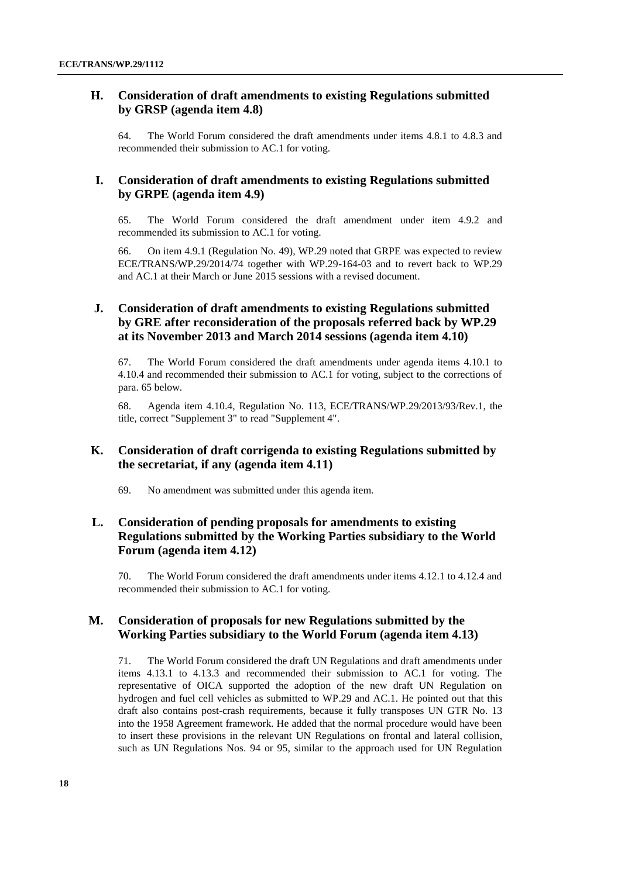### H. Consideration of draft amendments to existing Regulations submitted by GRSP (agenda item 4.8)

64. The World Forum considered the draft amendments under items 4.8.1 to 4.8.3 and recommended their submission to AC.1 for voting.

### I. Consideration of draft amendments to existing Regulations submitted by GRPE (agenda item 4.9)

65. The World Forum considered the draft amendment under item 4.9.2 and recommended its submission to AC.1 for voting.

66. On item 4.9.1 (Regulation No. 49), WP.29 noted that GRPE was expected to review ECE/TRANS/WP.29/2014/74 together with WP.29-164-03 and to revert back to WP.29 and AC.1 at their March or June 2015 sessions with a revised document.

### J. Consideration of draft amendments to existing Regulations submitted by GRE after reconsideration of the proposals referred back by WP.29 at its November 2013 and March 2014 sessions (agenda item 4.10)

67. The World Forum considered the draft amendments under agenda items 4.10.1 to 4.10.4 and recommended their submission to AC.1 for voting, subject to the corrections of para. 65 below.

68. Agenda item 4.10.4, Regulation No. 113, ECE/TRANS/WP.29/2013/93/Rev.1, the title, correct "Supplement 3" to read "Supplement 4".

### K. Consideration of draft corrigenda to existing Regulations submitted by the secretariat, if any (agenda item 4.11)

69. No amendment was submitted under this agenda item.

### L. Consideration of pending proposals for amendments to existing Regulations submitted by the Working Parties subsidiary to the World Forum (agenda item 4.12)

70. The World Forum considered the draft amendments under items 4.12.1 to 4.12.4 and recommended their submission to AC.1 for voting.

### M. Consideration of proposals for new Regulations submitted by the Working Parties subsidiary to the World Forum (agenda item 4.13)

71. The World Forum considered the draft UN Regulations and draft amendments under items 4.13.1 to 4.13.3 and recommended their submission to AC.1 for voting. The representative of OICA supported the adoption of the new draft UN Regulation on hydrogen and fuel cell vehicles as submitted to WP.29 and AC.1. He pointed out that this draft also contains post-crash requirements, because it fully transposes UN GTR No. 13 into the 1958 Agreement framework. He added that the normal procedure would have been to insert these provisions in the relevant UN Regulations on frontal and lateral collision, such as UN Regulations Nos. 94 or 95, similar to the approach used for UN Regulation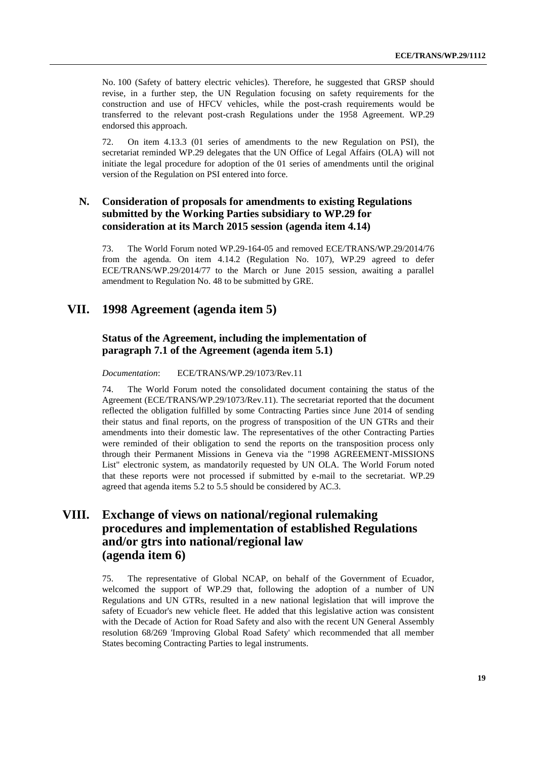No. 100 (Safety of battery electric vehicles). Therefore, he suggested that GRSP should revise, in a further step, the UN Regulation focusing on safety requirements for the construction and use of HFCV vehicles, while the post-crash requirements would be transferred to the relevant post-crash Regulations under the 1958 Agreement. WP.29 endorsed this approach.

72. On item 4.13.3 (01 series of amendments to the new Regulation on PSI), the secretariat reminded WP.29 delegates that the UN Office of Legal Affairs (OLA) will not initiate the legal procedure for adoption of the 01 series of amendments until the original version of the Regulation on PSI entered into force.

## N. Consideration of proposals for amendments to existing Regulations submitted by the Working Parties subsidiary to WP.29 for consideration at its March 2015 session (agenda item 4.14)

73. The World Forum noted WP.29-164-05 and removed ECE/TRANS/WP.29/2014/76 from the agenda. On item 4.14.2 (Regulation No. 107), WP.29 agreed to defer ECE/TRANS/WP.29/2014/77 to the March or June 2015 session, awaiting a parallel amendment to Regulation No. 48 to be submitted by GRE.

# VII. 1998 Agreement (agenda item 5)

### Status of the Agreement, including the implementation of paragraph 7.1 of the Agreement (agenda item 5.1)

*Documentation*: ECE/TRANS/WP.29/1073/Rev.11

74. The World Forum noted the consolidated document containing the status of the Agreement (ECE/TRANS/WP.29/1073/Rev.11). The secretariat reported that the document reflected the obligation fulfilled by some Contracting Parties since June 2014 of sending their status and final reports, on the progress of transposition of the UN GTRs and their amendments into their domestic law. The representatives of the other Contracting Parties were reminded of their obligation to send the reports on the transposition process only through their Permanent Missions in Geneva via the "1998 AGREEMENT-MISSIONS List" electronic system, as mandatorily requested by UN OLA. The World Forum noted that these reports were not processed if submitted by e-mail to the secretariat. WP.29 agreed that agenda items 5.2 to 5.5 should be considered by AC.3.

# VIII. Exchange of views on national/regional rulemaking procedures and implementation of established Regulations and/or gtrs into national/regional law (agenda item 6)

75. The representative of Global NCAP, on behalf of the Government of Ecuador, welcomed the support of WP.29 that, following the adoption of a number of UN Regulations and UN GTRs, resulted in a new national legislation that will improve the safety of Ecuador's new vehicle fleet. He added that this legislative action was consistent with the Decade of Action for Road Safety and also with the recent UN General Assembly resolution 68/269 'Improving Global Road Safety' which recommended that all member States becoming Contracting Parties to legal instruments.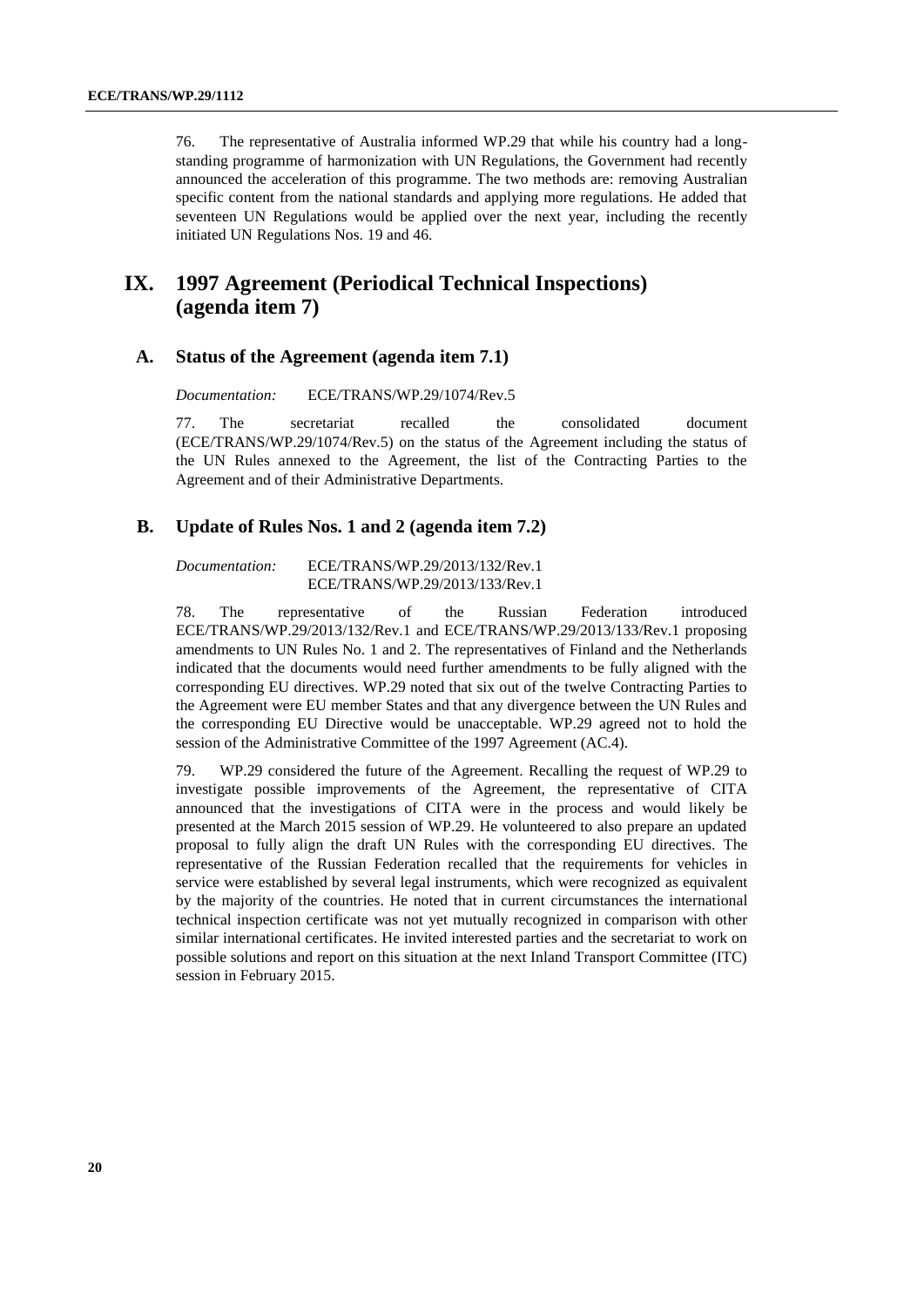76. The representative of Australia informed WP.29 that while his country had a long-standing programme of harmonization with UN Regulations, the Government had recently announced the acceleration of this programme. The two methods are: removing Australian specific content from the national standards and applying more regulations. He added that seventeen UN Regulations would be applied over the next year, including the recently initiated UN Regulations Nos. 19 and 46.

# IX. 1997 Agreement (Periodical Technical Inspections) (agenda item 7)

## A. Status of the Agreement (agenda item 7.1)

*Documentation:* ECE/TRANS/WP.29/1074/Rev.5

77. The secretariat recalled the consolidated document (ECE/TRANS/WP.29/1074/Rev.5) on the status of the Agreement including the status of the UN Rules annexed to the Agreement, the list of the Contracting Parties to the Agreement and of their Administrative Departments.

## B. Update of Rules Nos. 1 and 2 (agenda item 7.2)

*Documentation:* ECE/TRANS/WP.29/2013/132/Rev.1
ECE/TRANS/WP.29/2013/133/Rev.1

78. The representative of the Russian Federation introduced ECE/TRANS/WP.29/2013/132/Rev.1 and ECE/TRANS/WP.29/2013/133/Rev.1 proposing amendments to UN Rules No. 1 and 2. The representatives of Finland and the Netherlands indicated that the documents would need further amendments to be fully aligned with the corresponding EU directives. WP.29 noted that six out of the twelve Contracting Parties to the Agreement were EU member States and that any divergence between the UN Rules and the corresponding EU Directive would be unacceptable. WP.29 agreed not to hold the session of the Administrative Committee of the 1997 Agreement (AC.4).

79. WP.29 considered the future of the Agreement. Recalling the request of WP.29 to investigate possible improvements of the Agreement, the representative of CITA announced that the investigations of CITA were in the process and would likely be presented at the March 2015 session of WP.29. He volunteered to also prepare an updated proposal to fully align the draft UN Rules with the corresponding EU directives. The representative of the Russian Federation recalled that the requirements for vehicles in service were established by several legal instruments, which were recognized as equivalent by the majority of the countries. He noted that in current circumstances the international technical inspection certificate was not yet mutually recognized in comparison with other similar international certificates. He invited interested parties and the secretariat to work on possible solutions and report on this situation at the next Inland Transport Committee (ITC) session in February 2015.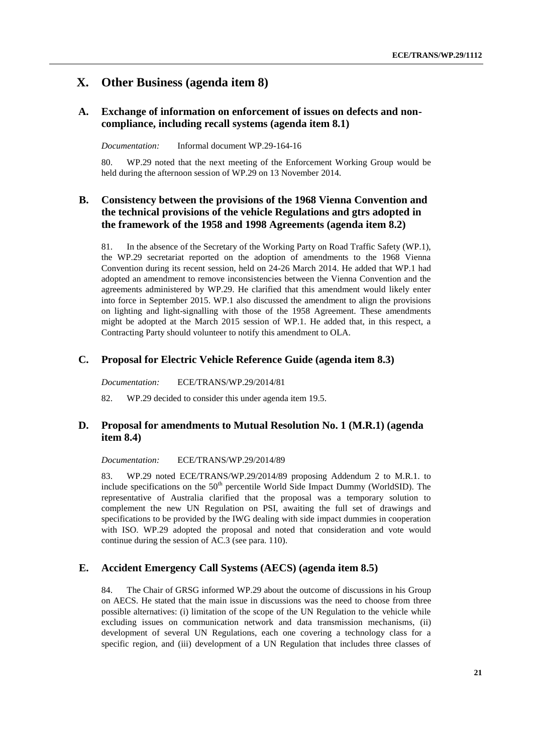# X. Other Business (agenda item 8)

## A. Exchange of information on enforcement of issues on defects and non-compliance, including recall systems (agenda item 8.1)

*Documentation:* Informal document WP.29-164-16

80. WP.29 noted that the next meeting of the Enforcement Working Group would be held during the afternoon session of WP.29 on 13 November 2014.

## B. Consistency between the provisions of the 1968 Vienna Convention and the technical provisions of the vehicle Regulations and gtrs adopted in the framework of the 1958 and 1998 Agreements (agenda item 8.2)

81. In the absence of the Secretary of the Working Party on Road Traffic Safety (WP.1), the WP.29 secretariat reported on the adoption of amendments to the 1968 Vienna Convention during its recent session, held on 24-26 March 2014. He added that WP.1 had adopted an amendment to remove inconsistencies between the Vienna Convention and the agreements administered by WP.29. He clarified that this amendment would likely enter into force in September 2015. WP.1 also discussed the amendment to align the provisions on lighting and light-signalling with those of the 1958 Agreement. These amendments might be adopted at the March 2015 session of WP.1. He added that, in this respect, a Contracting Party should volunteer to notify this amendment to OLA.

## C. Proposal for Electric Vehicle Reference Guide (agenda item 8.3)

*Documentation:* ECE/TRANS/WP.29/2014/81

82. WP.29 decided to consider this under agenda item 19.5.

## D. Proposal for amendments to Mutual Resolution No. 1 (M.R.1) (agenda item 8.4)

*Documentation:* ECE/TRANS/WP.29/2014/89

83. WP.29 noted ECE/TRANS/WP.29/2014/89 proposing Addendum 2 to M.R.1. to include specifications on the 50th percentile World Side Impact Dummy (WorldSID). The representative of Australia clarified that the proposal was a temporary solution to complement the new UN Regulation on PSI, awaiting the full set of drawings and specifications to be provided by the IWG dealing with side impact dummies in cooperation with ISO. WP.29 adopted the proposal and noted that consideration and vote would continue during the session of AC.3 (see para. 110).

## E. Accident Emergency Call Systems (AECS) (agenda item 8.5)

84. The Chair of GRSG informed WP.29 about the outcome of discussions in his Group on AECS. He stated that the main issue in discussions was the need to choose from three possible alternatives: (i) limitation of the scope of the UN Regulation to the vehicle while excluding issues on communication network and data transmission mechanisms, (ii) development of several UN Regulations, each one covering a technology class for a specific region, and (iii) development of a UN Regulation that includes three classes of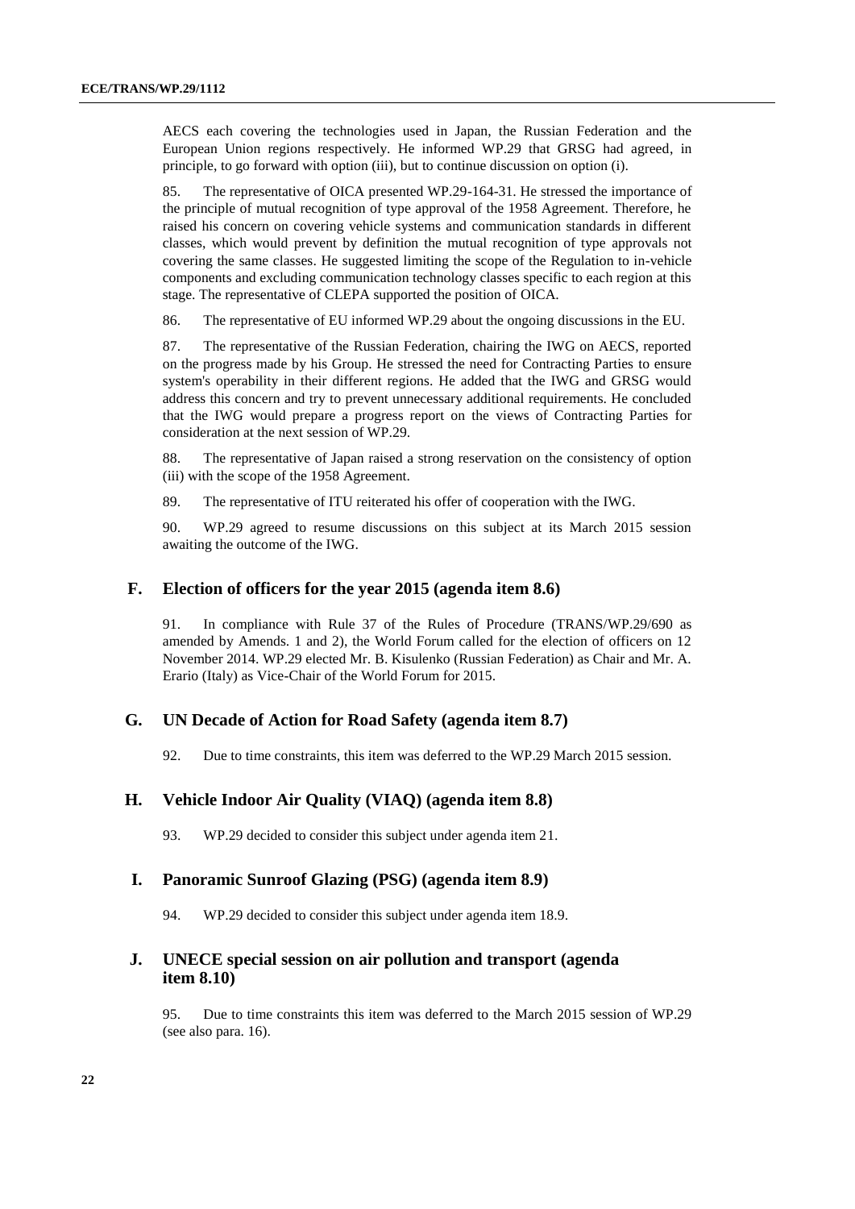AECS each covering the technologies used in Japan, the Russian Federation and the European Union regions respectively. He informed WP.29 that GRSG had agreed, in principle, to go forward with option (iii), but to continue discussion on option (i).

85. The representative of OICA presented WP.29-164-31. He stressed the importance of the principle of mutual recognition of type approval of the 1958 Agreement. Therefore, he raised his concern on covering vehicle systems and communication standards in different classes, which would prevent by definition the mutual recognition of type approvals not covering the same classes. He suggested limiting the scope of the Regulation to in-vehicle components and excluding communication technology classes specific to each region at this stage. The representative of CLEPA supported the position of OICA.

86. The representative of EU informed WP.29 about the ongoing discussions in the EU.

87. The representative of the Russian Federation, chairing the IWG on AECS, reported on the progress made by his Group. He stressed the need for Contracting Parties to ensure system's operability in their different regions. He added that the IWG and GRSG would address this concern and try to prevent unnecessary additional requirements. He concluded that the IWG would prepare a progress report on the views of Contracting Parties for consideration at the next session of WP.29.

88. The representative of Japan raised a strong reservation on the consistency of option (iii) with the scope of the 1958 Agreement.

89. The representative of ITU reiterated his offer of cooperation with the IWG.

90. WP.29 agreed to resume discussions on this subject at its March 2015 session awaiting the outcome of the IWG.

## F. Election of officers for the year 2015 (agenda item 8.6)

91. In compliance with Rule 37 of the Rules of Procedure (TRANS/WP.29/690 as amended by Amends. 1 and 2), the World Forum called for the election of officers on 12 November 2014. WP.29 elected Mr. B. Kisulenko (Russian Federation) as Chair and Mr. A. Erario (Italy) as Vice-Chair of the World Forum for 2015.

## G. UN Decade of Action for Road Safety (agenda item 8.7)

92. Due to time constraints, this item was deferred to the WP.29 March 2015 session.

## H. Vehicle Indoor Air Quality (VIAQ) (agenda item 8.8)

93. WP.29 decided to consider this subject under agenda item 21.

## I. Panoramic Sunroof Glazing (PSG) (agenda item 8.9)

94. WP.29 decided to consider this subject under agenda item 18.9.

## J. UNECE special session on air pollution and transport (agenda item 8.10)

95. Due to time constraints this item was deferred to the March 2015 session of WP.29 (see also para. 16).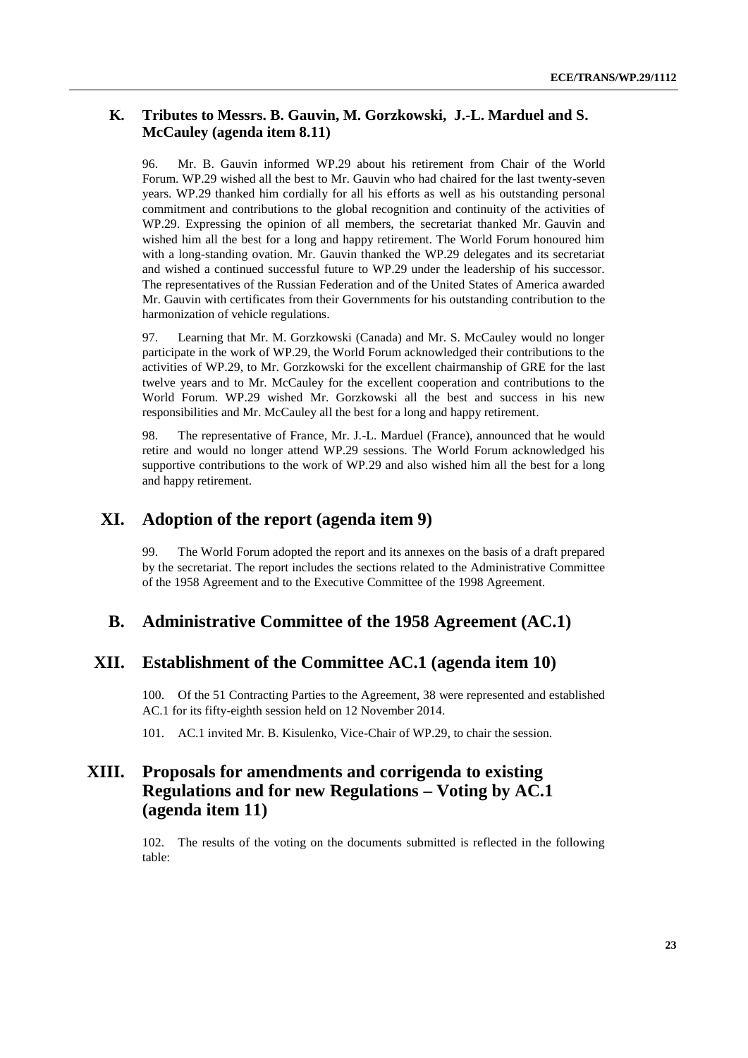### K. Tributes to Messrs. B. Gauvin, M. Gorzkowski, J.-L. Marduel and S. McCauley (agenda item 8.11)

96. Mr. B. Gauvin informed WP.29 about his retirement from Chair of the World Forum. WP.29 wished all the best to Mr. Gauvin who had chaired for the last twenty-seven years. WP.29 thanked him cordially for all his efforts as well as his outstanding personal commitment and contributions to the global recognition and continuity of the activities of WP.29. Expressing the opinion of all members, the secretariat thanked Mr. Gauvin and wished him all the best for a long and happy retirement. The World Forum honoured him with a long-standing ovation. Mr. Gauvin thanked the WP.29 delegates and its secretariat and wished a continued successful future to WP.29 under the leadership of his successor. The representatives of the Russian Federation and of the United States of America awarded Mr. Gauvin with certificates from their Governments for his outstanding contribution to the harmonization of vehicle regulations.

97. Learning that Mr. M. Gorzkowski (Canada) and Mr. S. McCauley would no longer participate in the work of WP.29, the World Forum acknowledged their contributions to the activities of WP.29, to Mr. Gorzkowski for the excellent chairmanship of GRE for the last twelve years and to Mr. McCauley for the excellent cooperation and contributions to the World Forum. WP.29 wished Mr. Gorzkowski all the best and success in his new responsibilities and Mr. McCauley all the best for a long and happy retirement.

98. The representative of France, Mr. J.-L. Marduel (France), announced that he would retire and would no longer attend WP.29 sessions. The World Forum acknowledged his supportive contributions to the work of WP.29 and also wished him all the best for a long and happy retirement.

## XI. Adoption of the report (agenda item 9)

99. The World Forum adopted the report and its annexes on the basis of a draft prepared by the secretariat. The report includes the sections related to the Administrative Committee of the 1958 Agreement and to the Executive Committee of the 1998 Agreement.

## B. Administrative Committee of the 1958 Agreement (AC.1)

## XII. Establishment of the Committee AC.1 (agenda item 10)

100. Of the 51 Contracting Parties to the Agreement, 38 were represented and established AC.1 for its fifty-eighth session held on 12 November 2014.

101. AC.1 invited Mr. B. Kisulenko, Vice-Chair of WP.29, to chair the session.

## XIII. Proposals for amendments and corrigenda to existing Regulations and for new Regulations – Voting by AC.1 (agenda item 11)

102. The results of the voting on the documents submitted is reflected in the following table: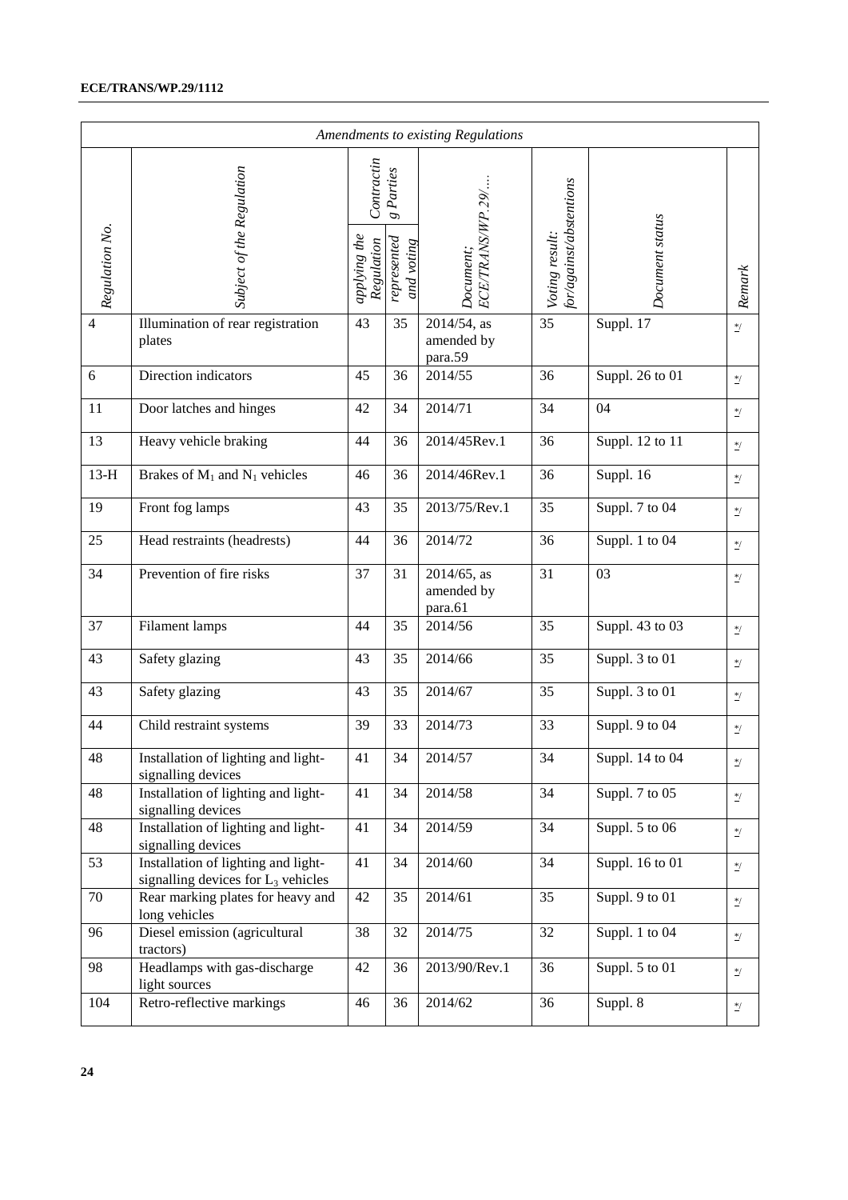| *Amendments to existing Regulations* | | | | | | | |
|---|---|---|---|---|---|---|---|
| *Regulation No.* | *Subject of the Regulation* | *Contracting Parties* | | *Document: ECE/TRANS/WP.29/....* | *Voting result: for/against/abstentions* | *Document status* | *Remark* |
| | | *applying the Regulation* | *represented and voting* | | | | |
| 4 | Illumination of rear registration plates | 43 | 35 | 2014/54, as amended by para.59 | 35 | Suppl. 17 | */ |
| 6 | Direction indicators | 45 | 36 | 2014/55 | 36 | Suppl. 26 to 01 | */ |
| 11 | Door latches and hinges | 42 | 34 | 2014/71 | 34 | 04 | */ |
| 13 | Heavy vehicle braking | 44 | 36 | 2014/45Rev.1 | 36 | Suppl. 12 to 11 | */ |
| 13-H | Brakes of $M_1$ and $N_1$ vehicles | 46 | 36 | 2014/46Rev.1 | 36 | Suppl. 16 | */ |
| 19 | Front fog lamps | 43 | 35 | 2013/75/Rev.1 | 35 | Suppl. 7 to 04 | */ |
| 25 | Head restraints (headrests) | 44 | 36 | 2014/72 | 36 | Suppl. 1 to 04 | */ |
| 34 | Prevention of fire risks | 37 | 31 | 2014/65, as amended by para.61 | 31 | 03 | */ |
| 37 | Filament lamps | 44 | 35 | 2014/56 | 35 | Suppl. 43 to 03 | */ |
| 43 | Safety glazing | 43 | 35 | 2014/66 | 35 | Suppl. 3 to 01 | */ |
| 43 | Safety glazing | 43 | 35 | 2014/67 | 35 | Suppl. 3 to 01 | */ |
| 44 | Child restraint systems | 39 | 33 | 2014/73 | 33 | Suppl. 9 to 04 | */ |
| 48 | Installation of lighting and light-signalling devices | 41 | 34 | 2014/57 | 34 | Suppl. 14 to 04 | */ |
| 48 | Installation of lighting and light-signalling devices | 41 | 34 | 2014/58 | 34 | Suppl. 7 to 05 | */ |
| 48 | Installation of lighting and light-signalling devices | 41 | 34 | 2014/59 | 34 | Suppl. 5 to 06 | */ |
| 53 | Installation of lighting and light-signalling devices for $L_3$ vehicles | 41 | 34 | 2014/60 | 34 | Suppl. 16 to 01 | */ |
| 70 | Rear marking plates for heavy and long vehicles | 42 | 35 | 2014/61 | 35 | Suppl. 9 to 01 | */ |
| 96 | Diesel emission (agricultural tractors) | 38 | 32 | 2014/75 | 32 | Suppl. 1 to 04 | */ |
| 98 | Headlamps with gas-discharge light sources | 42 | 36 | 2013/90/Rev.1 | 36 | Suppl. 5 to 01 | */ |
| 104 | Retro-reflective markings | 46 | 36 | 2014/62 | 36 | Suppl. 8 | */ |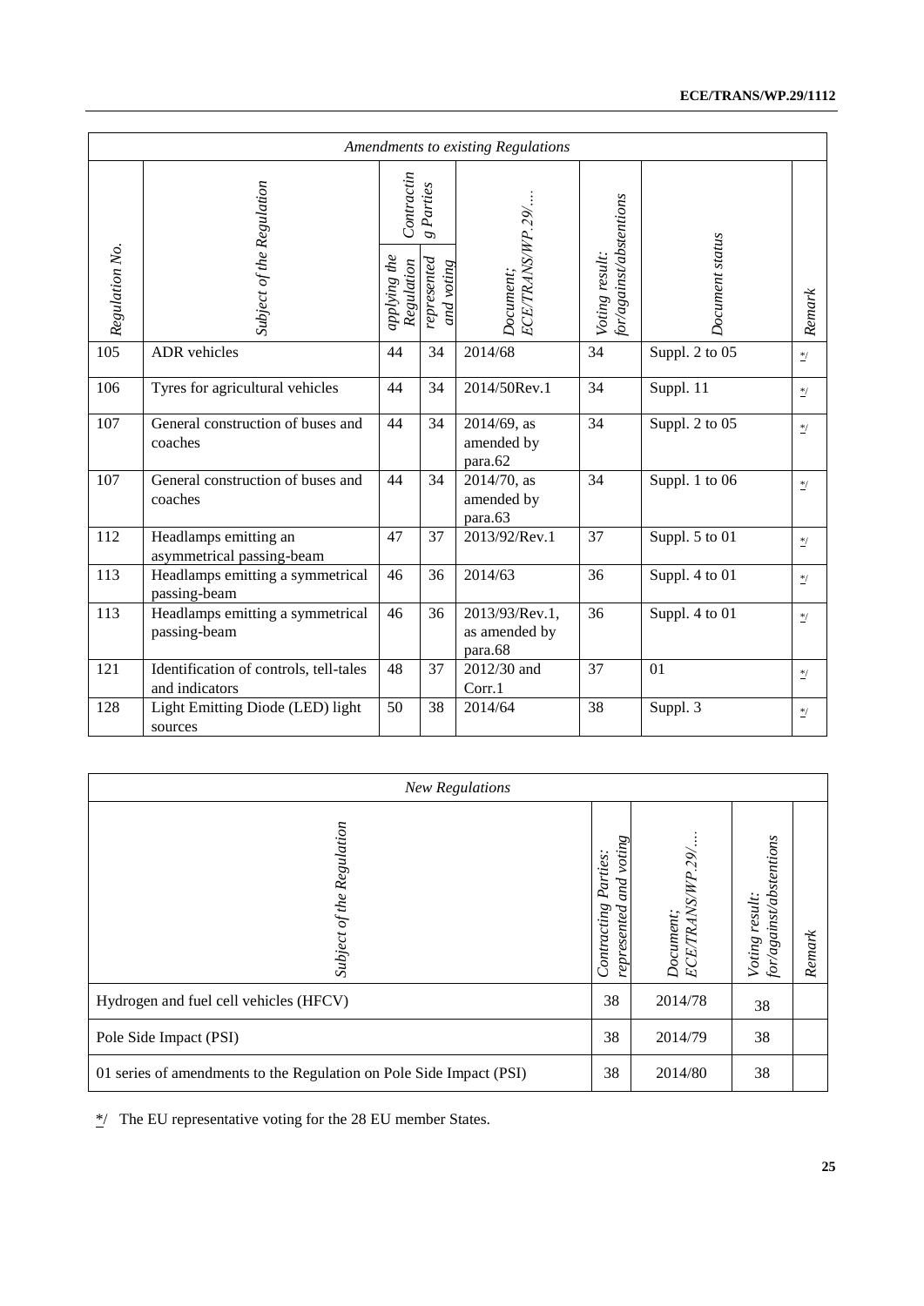| *Amendments to existing Regulations* | | | | | | | |
|---|---|---|---|---|---|---|---|
| *Regulation No.* | *Subject of the Regulation* | *Contracting Parties* | | *Document; ECE/TRANS/WP.29/....* | *Voting result: for/against/abstentions* | *Document status* | *Remark* |
| | | *applying the Regulation* | *represented and voting* | | | | |
| 105 | ADR vehicles | 44 | 34 | 2014/68 | 34 | Suppl. 2 to 05 | */ |
| 106 | Tyres for agricultural vehicles | 44 | 34 | 2014/50Rev.1 | 34 | Suppl. 11 | */ |
| 107 | General construction of buses and coaches | 44 | 34 | 2014/69, as amended by para.62 | 34 | Suppl. 2 to 05 | */ |
| 107 | General construction of buses and coaches | 44 | 34 | 2014/70, as amended by para.63 | 34 | Suppl. 1 to 06 | */ |
| 112 | Headlamps emitting an asymmetrical passing-beam | 47 | 37 | 2013/92/Rev.1 | 37 | Suppl. 5 to 01 | */ |
| 113 | Headlamps emitting a symmetrical passing-beam | 46 | 36 | 2014/63 | 36 | Suppl. 4 to 01 | */ |
| 113 | Headlamps emitting a symmetrical passing-beam | 46 | 36 | 2013/93/Rev.1, as amended by para.68 | 36 | Suppl. 4 to 01 | */ |
| 121 | Identification of controls, tell-tales and indicators | 48 | 37 | 2012/30 and Corr.1 | 37 | 01 | */ |
| 128 | Light Emitting Diode (LED) light sources | 50 | 38 | 2014/64 | 38 | Suppl. 3 | */ |

| *New Regulations* | | | | |
|---|---|---|---|---|
| *Subject of the Regulation* | *Contracting Parties: represented and voting* | *Document; ECE/TRANS/WP.29/....* | *Voting result: for/against/abstentions* | *Remark* |
| Hydrogen and fuel cell vehicles (HFCV) | 38 | 2014/78 | 38 | |
| Pole Side Impact (PSI) | 38 | 2014/79 | 38 | |
| 01 series of amendments to the Regulation on Pole Side Impact (PSI) | 38 | 2014/80 | 38 | |

*/ The EU representative voting for the 28 EU member States.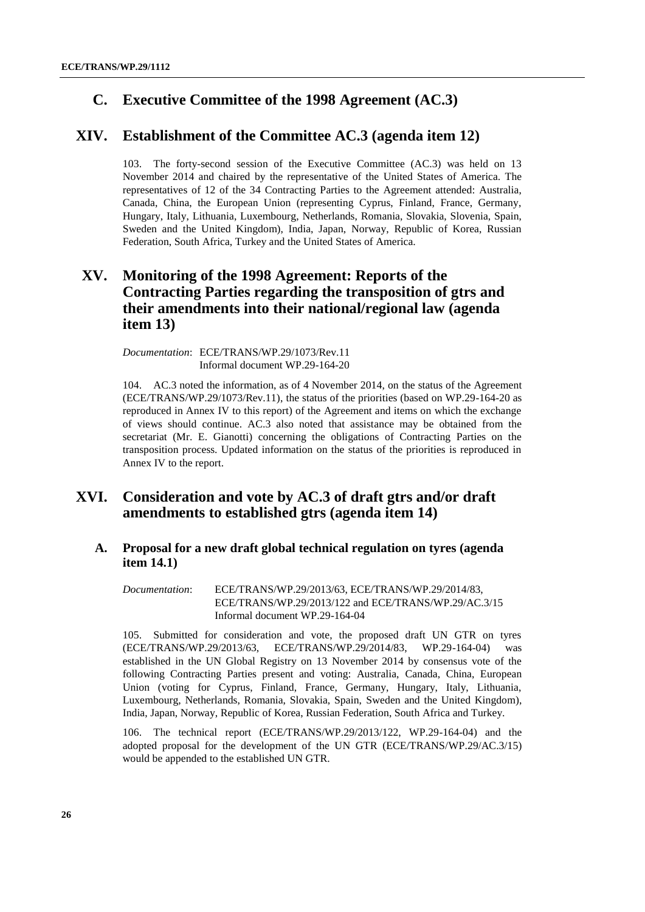## C. Executive Committee of the 1998 Agreement (AC.3)

# XIV. Establishment of the Committee AC.3 (agenda item 12)

103. The forty-second session of the Executive Committee (AC.3) was held on 13 November 2014 and chaired by the representative of the United States of America. The representatives of 12 of the 34 Contracting Parties to the Agreement attended: Australia, Canada, China, the European Union (representing Cyprus, Finland, France, Germany, Hungary, Italy, Lithuania, Luxembourg, Netherlands, Romania, Slovakia, Slovenia, Spain, Sweden and the United Kingdom), India, Japan, Norway, Republic of Korea, Russian Federation, South Africa, Turkey and the United States of America.

# XV. Monitoring of the 1998 Agreement: Reports of the Contracting Parties regarding the transposition of gtrs and their amendments into their national/regional law (agenda item 13)

*Documentation*: ECE/TRANS/WP.29/1073/Rev.11
Informal document WP.29-164-20

104. AC.3 noted the information, as of 4 November 2014, on the status of the Agreement (ECE/TRANS/WP.29/1073/Rev.11), the status of the priorities (based on WP.29-164-20 as reproduced in Annex IV to this report) of the Agreement and items on which the exchange of views should continue. AC.3 also noted that assistance may be obtained from the secretariat (Mr. E. Gianotti) concerning the obligations of Contracting Parties on the transposition process. Updated information on the status of the priorities is reproduced in Annex IV to the report.

# XVI. Consideration and vote by AC.3 of draft gtrs and/or draft amendments to established gtrs (agenda item 14)

## A. Proposal for a new draft global technical regulation on tyres (agenda item 14.1)

*Documentation*: ECE/TRANS/WP.29/2013/63, ECE/TRANS/WP.29/2014/83, ECE/TRANS/WP.29/2013/122 and ECE/TRANS/WP.29/AC.3/15
Informal document WP.29-164-04

105. Submitted for consideration and vote, the proposed draft UN GTR on tyres (ECE/TRANS/WP.29/2013/63, ECE/TRANS/WP.29/2014/83, WP.29-164-04) was established in the UN Global Registry on 13 November 2014 by consensus vote of the following Contracting Parties present and voting: Australia, Canada, China, European Union (voting for Cyprus, Finland, France, Germany, Hungary, Italy, Lithuania, Luxembourg, Netherlands, Romania, Slovakia, Spain, Sweden and the United Kingdom), India, Japan, Norway, Republic of Korea, Russian Federation, South Africa and Turkey.

106. The technical report (ECE/TRANS/WP.29/2013/122, WP.29-164-04) and the adopted proposal for the development of the UN GTR (ECE/TRANS/WP.29/AC.3/15) would be appended to the established UN GTR.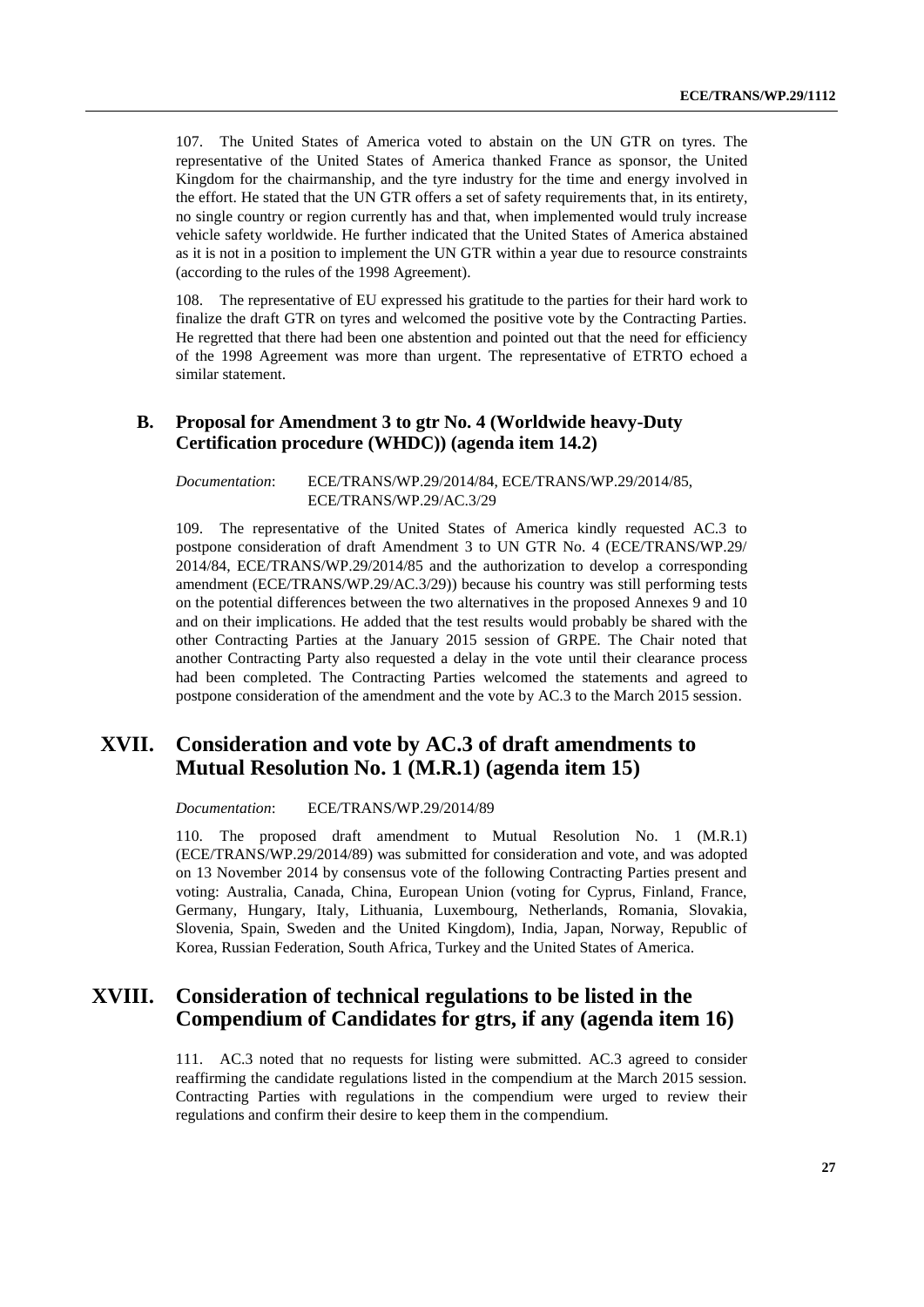107. The United States of America voted to abstain on the UN GTR on tyres. The representative of the United States of America thanked France as sponsor, the United Kingdom for the chairmanship, and the tyre industry for the time and energy involved in the effort. He stated that the UN GTR offers a set of safety requirements that, in its entirety, no single country or region currently has and that, when implemented would truly increase vehicle safety worldwide. He further indicated that the United States of America abstained as it is not in a position to implement the UN GTR within a year due to resource constraints (according to the rules of the 1998 Agreement).

108. The representative of EU expressed his gratitude to the parties for their hard work to finalize the draft GTR on tyres and welcomed the positive vote by the Contracting Parties. He regretted that there had been one abstention and pointed out that the need for efficiency of the 1998 Agreement was more than urgent. The representative of ETRTO echoed a similar statement.

### B. Proposal for Amendment 3 to gtr No. 4 (Worldwide heavy-Duty Certification procedure (WHDC)) (agenda item 14.2)

*Documentation*: ECE/TRANS/WP.29/2014/84, ECE/TRANS/WP.29/2014/85, ECE/TRANS/WP.29/AC.3/29

109. The representative of the United States of America kindly requested AC.3 to postpone consideration of draft Amendment 3 to UN GTR No. 4 (ECE/TRANS/WP.29/ 2014/84, ECE/TRANS/WP.29/2014/85 and the authorization to develop a corresponding amendment (ECE/TRANS/WP.29/AC.3/29)) because his country was still performing tests on the potential differences between the two alternatives in the proposed Annexes 9 and 10 and on their implications. He added that the test results would probably be shared with the other Contracting Parties at the January 2015 session of GRPE. The Chair noted that another Contracting Party also requested a delay in the vote until their clearance process had been completed. The Contracting Parties welcomed the statements and agreed to postpone consideration of the amendment and the vote by AC.3 to the March 2015 session.

## XVII. Consideration and vote by AC.3 of draft amendments to Mutual Resolution No. 1 (M.R.1) (agenda item 15)

*Documentation*: ECE/TRANS/WP.29/2014/89

110. The proposed draft amendment to Mutual Resolution No. 1 (M.R.1) (ECE/TRANS/WP.29/2014/89) was submitted for consideration and vote, and was adopted on 13 November 2014 by consensus vote of the following Contracting Parties present and voting: Australia, Canada, China, European Union (voting for Cyprus, Finland, France, Germany, Hungary, Italy, Lithuania, Luxembourg, Netherlands, Romania, Slovakia, Slovenia, Spain, Sweden and the United Kingdom), India, Japan, Norway, Republic of Korea, Russian Federation, South Africa, Turkey and the United States of America.

## XVIII. Consideration of technical regulations to be listed in the Compendium of Candidates for gtrs, if any (agenda item 16)

111. AC.3 noted that no requests for listing were submitted. AC.3 agreed to consider reaffirming the candidate regulations listed in the compendium at the March 2015 session. Contracting Parties with regulations in the compendium were urged to review their regulations and confirm their desire to keep them in the compendium.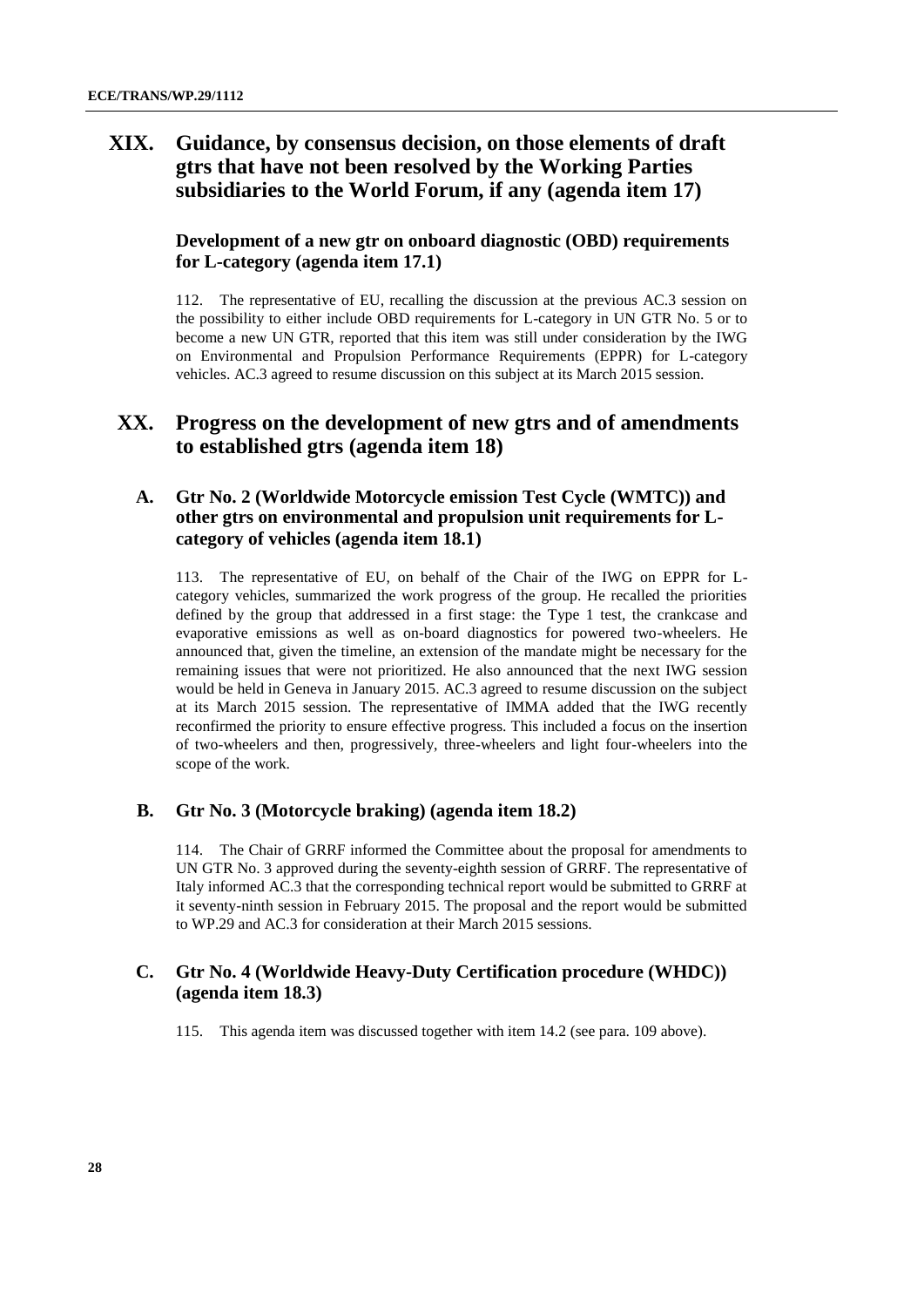## XIX. Guidance, by consensus decision, on those elements of draft gtrs that have not been resolved by the Working Parties subsidiaries to the World Forum, if any (agenda item 17)

### Development of a new gtr on onboard diagnostic (OBD) requirements for L-category (agenda item 17.1)

112. The representative of EU, recalling the discussion at the previous AC.3 session on the possibility to either include OBD requirements for L-category in UN GTR No. 5 or to become a new UN GTR, reported that this item was still under consideration by the IWG on Environmental and Propulsion Performance Requirements (EPPR) for L-category vehicles. AC.3 agreed to resume discussion on this subject at its March 2015 session.

## XX. Progress on the development of new gtrs and of amendments to established gtrs (agenda item 18)

### A. Gtr No. 2 (Worldwide Motorcycle emission Test Cycle (WMTC)) and other gtrs on environmental and propulsion unit requirements for L-category of vehicles (agenda item 18.1)

113. The representative of EU, on behalf of the Chair of the IWG on EPPR for L-category vehicles, summarized the work progress of the group. He recalled the priorities defined by the group that addressed in a first stage: the Type 1 test, the crankcase and evaporative emissions as well as on-board diagnostics for powered two-wheelers. He announced that, given the timeline, an extension of the mandate might be necessary for the remaining issues that were not prioritized. He also announced that the next IWG session would be held in Geneva in January 2015. AC.3 agreed to resume discussion on the subject at its March 2015 session. The representative of IMMA added that the IWG recently reconfirmed the priority to ensure effective progress. This included a focus on the insertion of two-wheelers and then, progressively, three-wheelers and light four-wheelers into the scope of the work.

### B. Gtr No. 3 (Motorcycle braking) (agenda item 18.2)

114. The Chair of GRRF informed the Committee about the proposal for amendments to UN GTR No. 3 approved during the seventy-eighth session of GRRF. The representative of Italy informed AC.3 that the corresponding technical report would be submitted to GRRF at it seventy-ninth session in February 2015. The proposal and the report would be submitted to WP.29 and AC.3 for consideration at their March 2015 sessions.

### C. Gtr No. 4 (Worldwide Heavy-Duty Certification procedure (WHDC)) (agenda item 18.3)

115. This agenda item was discussed together with item 14.2 (see para. 109 above).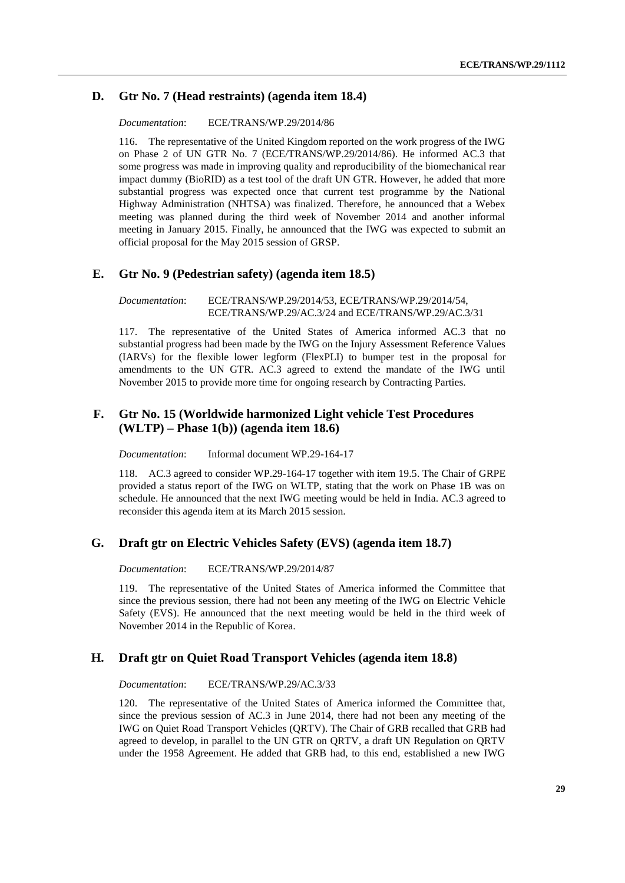## D. Gtr No. 7 (Head restraints) (agenda item 18.4)

*Documentation*: ECE/TRANS/WP.29/2014/86

116. The representative of the United Kingdom reported on the work progress of the IWG on Phase 2 of UN GTR No. 7 (ECE/TRANS/WP.29/2014/86). He informed AC.3 that some progress was made in improving quality and reproducibility of the biomechanical rear impact dummy (BioRID) as a test tool of the draft UN GTR. However, he added that more substantial progress was expected once that current test programme by the National Highway Administration (NHTSA) was finalized. Therefore, he announced that a Webex meeting was planned during the third week of November 2014 and another informal meeting in January 2015. Finally, he announced that the IWG was expected to submit an official proposal for the May 2015 session of GRSP.

## E. Gtr No. 9 (Pedestrian safety) (agenda item 18.5)

*Documentation*: ECE/TRANS/WP.29/2014/53, ECE/TRANS/WP.29/2014/54, ECE/TRANS/WP.29/AC.3/24 and ECE/TRANS/WP.29/AC.3/31

117. The representative of the United States of America informed AC.3 that no substantial progress had been made by the IWG on the Injury Assessment Reference Values (IARVs) for the flexible lower legform (FlexPLI) to bumper test in the proposal for amendments to the UN GTR. AC.3 agreed to extend the mandate of the IWG until November 2015 to provide more time for ongoing research by Contracting Parties.

## F. Gtr No. 15 (Worldwide harmonized Light vehicle Test Procedures (WLTP) – Phase 1(b)) (agenda item 18.6)

*Documentation*: Informal document WP.29-164-17

118. AC.3 agreed to consider WP.29-164-17 together with item 19.5. The Chair of GRPE provided a status report of the IWG on WLTP, stating that the work on Phase 1B was on schedule. He announced that the next IWG meeting would be held in India. AC.3 agreed to reconsider this agenda item at its March 2015 session.

## G. Draft gtr on Electric Vehicles Safety (EVS) (agenda item 18.7)

*Documentation*: ECE/TRANS/WP.29/2014/87

119. The representative of the United States of America informed the Committee that since the previous session, there had not been any meeting of the IWG on Electric Vehicle Safety (EVS). He announced that the next meeting would be held in the third week of November 2014 in the Republic of Korea.

## H. Draft gtr on Quiet Road Transport Vehicles (agenda item 18.8)

*Documentation*: ECE/TRANS/WP.29/AC.3/33

120. The representative of the United States of America informed the Committee that, since the previous session of AC.3 in June 2014, there had not been any meeting of the IWG on Quiet Road Transport Vehicles (QRTV). The Chair of GRB recalled that GRB had agreed to develop, in parallel to the UN GTR on QRTV, a draft UN Regulation on QRTV under the 1958 Agreement. He added that GRB had, to this end, established a new IWG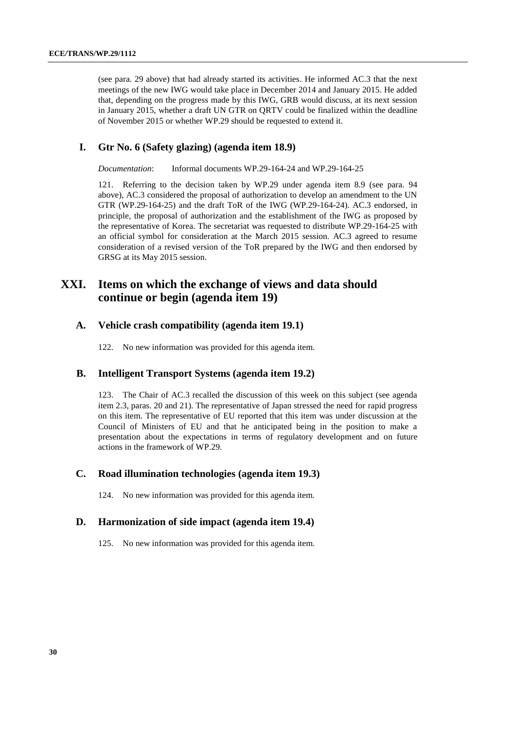(see para. 29 above) that had already started its activities. He informed AC.3 that the next meetings of the new IWG would take place in December 2014 and January 2015. He added that, depending on the progress made by this IWG, GRB would discuss, at its next session in January 2015, whether a draft UN GTR on QRTV could be finalized within the deadline of November 2015 or whether WP.29 should be requested to extend it.

### I. Gtr No. 6 (Safety glazing) (agenda item 18.9)

*Documentation*: Informal documents WP.29-164-24 and WP.29-164-25

121. Referring to the decision taken by WP.29 under agenda item 8.9 (see para. 94 above), AC.3 considered the proposal of authorization to develop an amendment to the UN GTR (WP.29-164-25) and the draft ToR of the IWG (WP.29-164-24). AC.3 endorsed, in principle, the proposal of authorization and the establishment of the IWG as proposed by the representative of Korea. The secretariat was requested to distribute WP.29-164-25 with an official symbol for consideration at the March 2015 session. AC.3 agreed to resume consideration of a revised version of the ToR prepared by the IWG and then endorsed by GRSG at its May 2015 session.

## XXI. Items on which the exchange of views and data should continue or begin (agenda item 19)

### A. Vehicle crash compatibility (agenda item 19.1)

122. No new information was provided for this agenda item.

### B. Intelligent Transport Systems (agenda item 19.2)

123. The Chair of AC.3 recalled the discussion of this week on this subject (see agenda item 2.3, paras. 20 and 21). The representative of Japan stressed the need for rapid progress on this item. The representative of EU reported that this item was under discussion at the Council of Ministers of EU and that he anticipated being in the position to make a presentation about the expectations in terms of regulatory development and on future actions in the framework of WP.29.

### C. Road illumination technologies (agenda item 19.3)

124. No new information was provided for this agenda item.

### D. Harmonization of side impact (agenda item 19.4)

125. No new information was provided for this agenda item.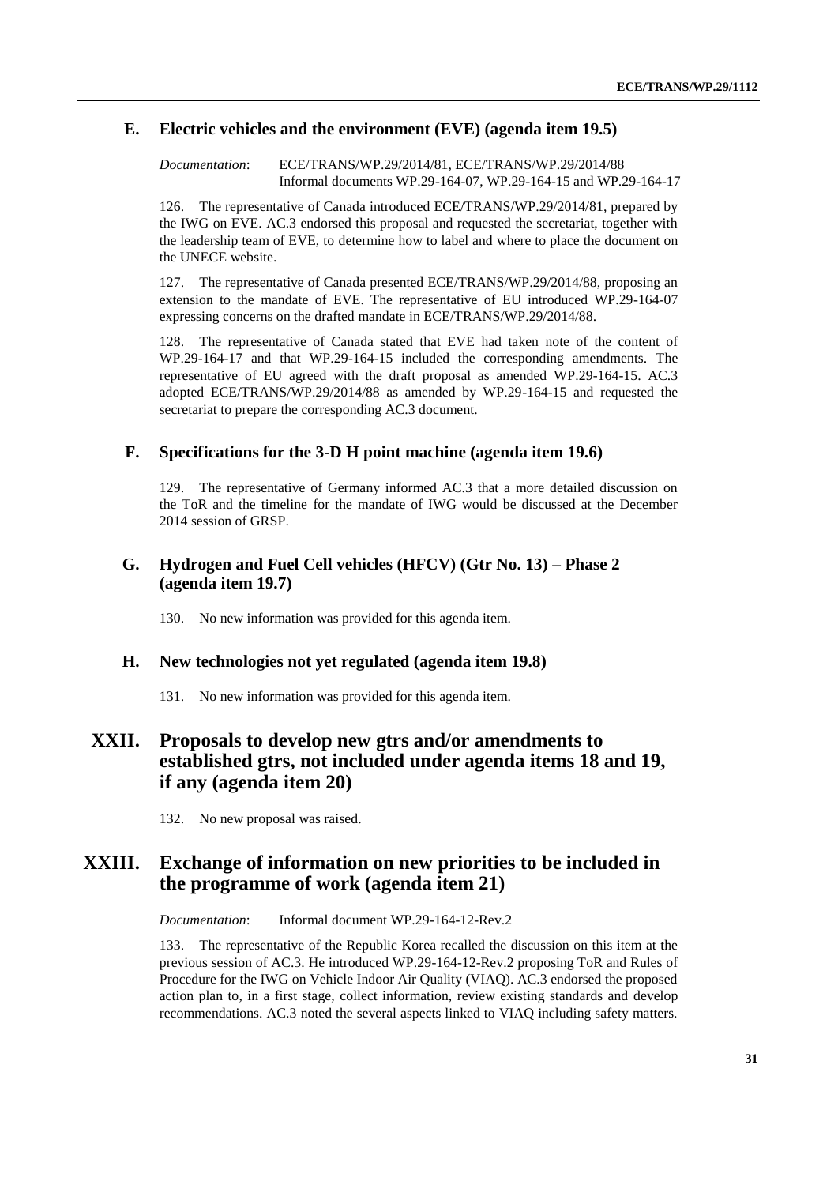## E. Electric vehicles and the environment (EVE) (agenda item 19.5)

*Documentation*: ECE/TRANS/WP.29/2014/81, ECE/TRANS/WP.29/2014/88
Informal documents WP.29-164-07, WP.29-164-15 and WP.29-164-17

126. The representative of Canada introduced ECE/TRANS/WP.29/2014/81, prepared by the IWG on EVE. AC.3 endorsed this proposal and requested the secretariat, together with the leadership team of EVE, to determine how to label and where to place the document on the UNECE website.

127. The representative of Canada presented ECE/TRANS/WP.29/2014/88, proposing an extension to the mandate of EVE. The representative of EU introduced WP.29-164-07 expressing concerns on the drafted mandate in ECE/TRANS/WP.29/2014/88.

128. The representative of Canada stated that EVE had taken note of the content of WP.29-164-17 and that WP.29-164-15 included the corresponding amendments. The representative of EU agreed with the draft proposal as amended WP.29-164-15. AC.3 adopted ECE/TRANS/WP.29/2014/88 as amended by WP.29-164-15 and requested the secretariat to prepare the corresponding AC.3 document.

## F. Specifications for the 3-D H point machine (agenda item 19.6)

129. The representative of Germany informed AC.3 that a more detailed discussion on the ToR and the timeline for the mandate of IWG would be discussed at the December 2014 session of GRSP.

## G. Hydrogen and Fuel Cell vehicles (HFCV) (Gtr No. 13) – Phase 2 (agenda item 19.7)

130. No new information was provided for this agenda item.

## H. New technologies not yet regulated (agenda item 19.8)

131. No new information was provided for this agenda item.

# XXII. Proposals to develop new gtrs and/or amendments to established gtrs, not included under agenda items 18 and 19, if any (agenda item 20)

132. No new proposal was raised.

# XXIII. Exchange of information on new priorities to be included in the programme of work (agenda item 21)

*Documentation*: Informal document WP.29-164-12-Rev.2

133. The representative of the Republic Korea recalled the discussion on this item at the previous session of AC.3. He introduced WP.29-164-12-Rev.2 proposing ToR and Rules of Procedure for the IWG on Vehicle Indoor Air Quality (VIAQ). AC.3 endorsed the proposed action plan to, in a first stage, collect information, review existing standards and develop recommendations. AC.3 noted the several aspects linked to VIAQ including safety matters.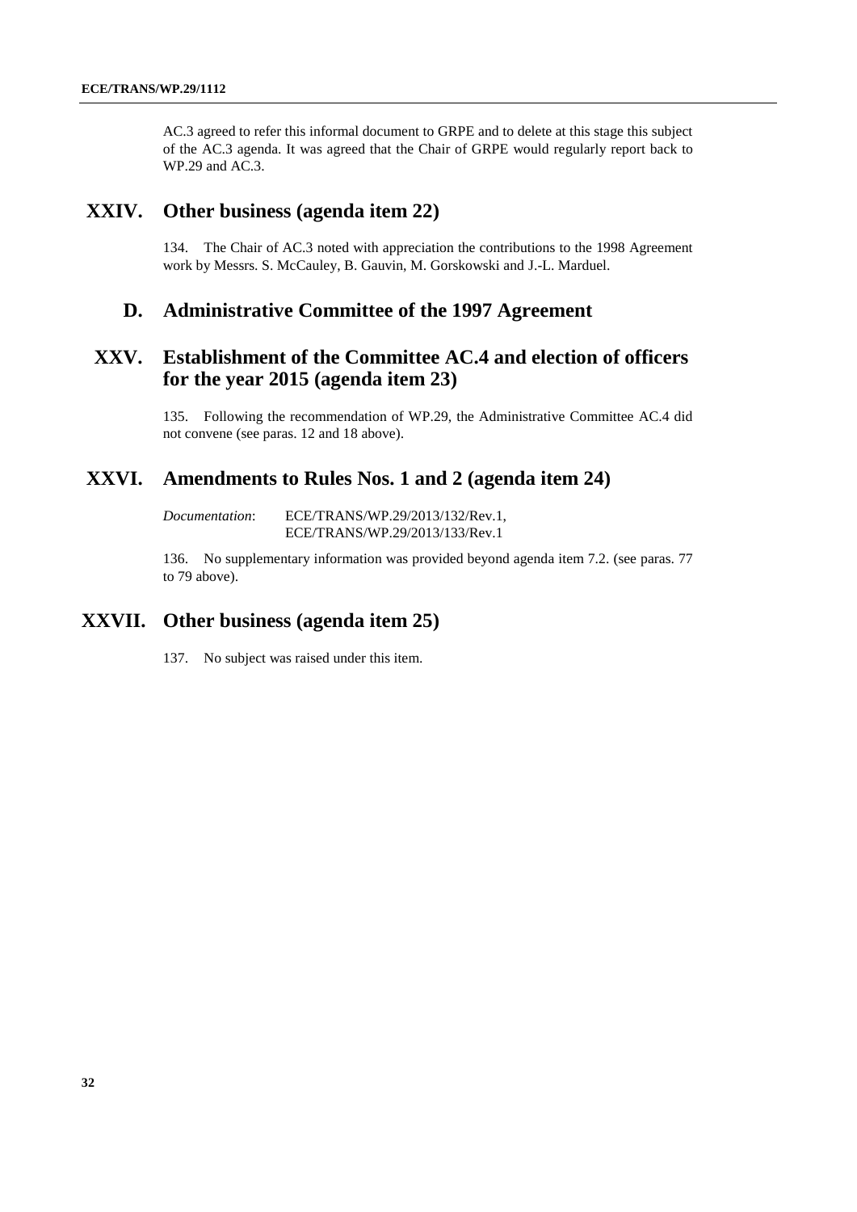AC.3 agreed to refer this informal document to GRPE and to delete at this stage this subject of the AC.3 agenda. It was agreed that the Chair of GRPE would regularly report back to WP.29 and AC.3.

## XXIV. Other business (agenda item 22)

134. The Chair of AC.3 noted with appreciation the contributions to the 1998 Agreement work by Messrs. S. McCauley, B. Gauvin, M. Gorskowski and J.-L. Marduel.

# D. Administrative Committee of the 1997 Agreement

## XXV. Establishment of the Committee AC.4 and election of officers for the year 2015 (agenda item 23)

135. Following the recommendation of WP.29, the Administrative Committee AC.4 did not convene (see paras. 12 and 18 above).

## XXVI. Amendments to Rules Nos. 1 and 2 (agenda item 24)

*Documentation*: ECE/TRANS/WP.29/2013/132/Rev.1,
ECE/TRANS/WP.29/2013/133/Rev.1

136. No supplementary information was provided beyond agenda item 7.2. (see paras. 77 to 79 above).

## XXVII. Other business (agenda item 25)

137. No subject was raised under this item.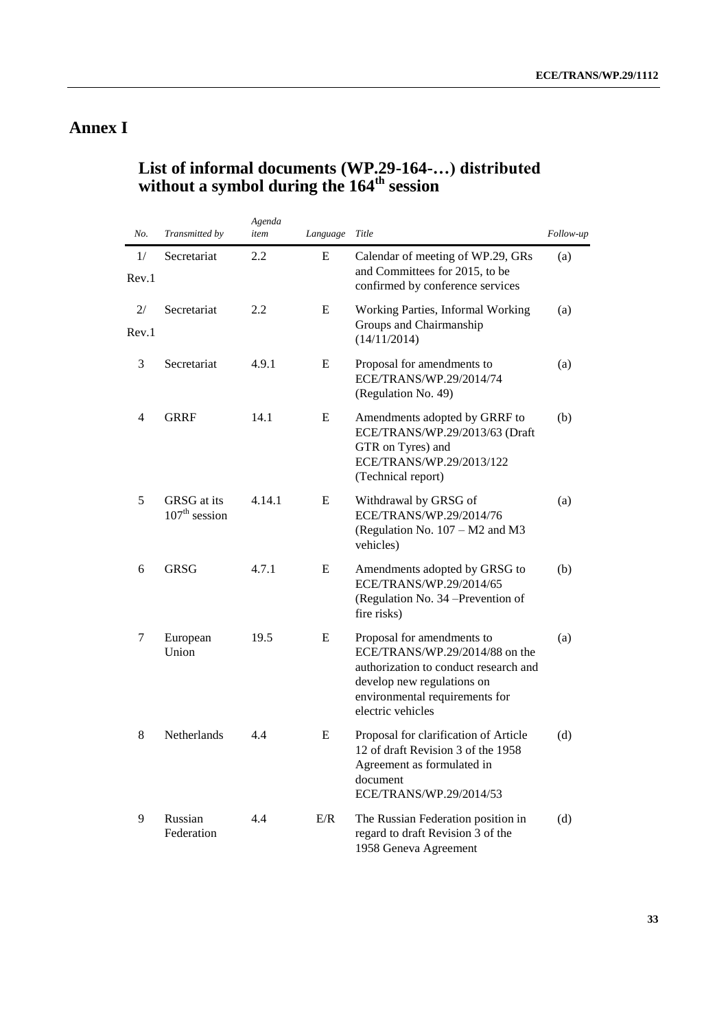# Annex I

## List of informal documents (WP.29-164-…) distributed without a symbol during the 164th session

| *No.* | *Transmitted by* | *Agenda item* | *Language* | *Title* | *Follow-up* |
|---|---|---|---|---|---|
| 1/ Rev.1 | Secretariat | 2.2 | E | Calendar of meeting of WP.29, GRs and Committees for 2015, to be confirmed by conference services | (a) |
| 2/ Rev.1 | Secretariat | 2.2 | E | Working Parties, Informal Working Groups and Chairmanship (14/11/2014) | (a) |
| 3 | Secretariat | 4.9.1 | E | Proposal for amendments to ECE/TRANS/WP.29/2014/74 (Regulation No. 49) | (a) |
| 4 | GRRF | 14.1 | E | Amendments adopted by GRRF to ECE/TRANS/WP.29/2013/63 (Draft GTR on Tyres) and ECE/TRANS/WP.29/2013/122 (Technical report) | (b) |
| 5 | GRSG at its 107th session | 4.14.1 | E | Withdrawal by GRSG of ECE/TRANS/WP.29/2014/76 (Regulation No. 107 – M2 and M3 vehicles) | (a) |
| 6 | GRSG | 4.7.1 | E | Amendments adopted by GRSG to ECE/TRANS/WP.29/2014/65 (Regulation No. 34 –Prevention of fire risks) | (b) |
| 7 | European Union | 19.5 | E | Proposal for amendments to ECE/TRANS/WP.29/2014/88 on the authorization to conduct research and develop new regulations on environmental requirements for electric vehicles | (a) |
| 8 | Netherlands | 4.4 | E | Proposal for clarification of Article 12 of draft Revision 3 of the 1958 Agreement as formulated in document ECE/TRANS/WP.29/2014/53 | (d) |
| 9 | Russian Federation | 4.4 | E/R | The Russian Federation position in regard to draft Revision 3 of the 1958 Geneva Agreement | (d) |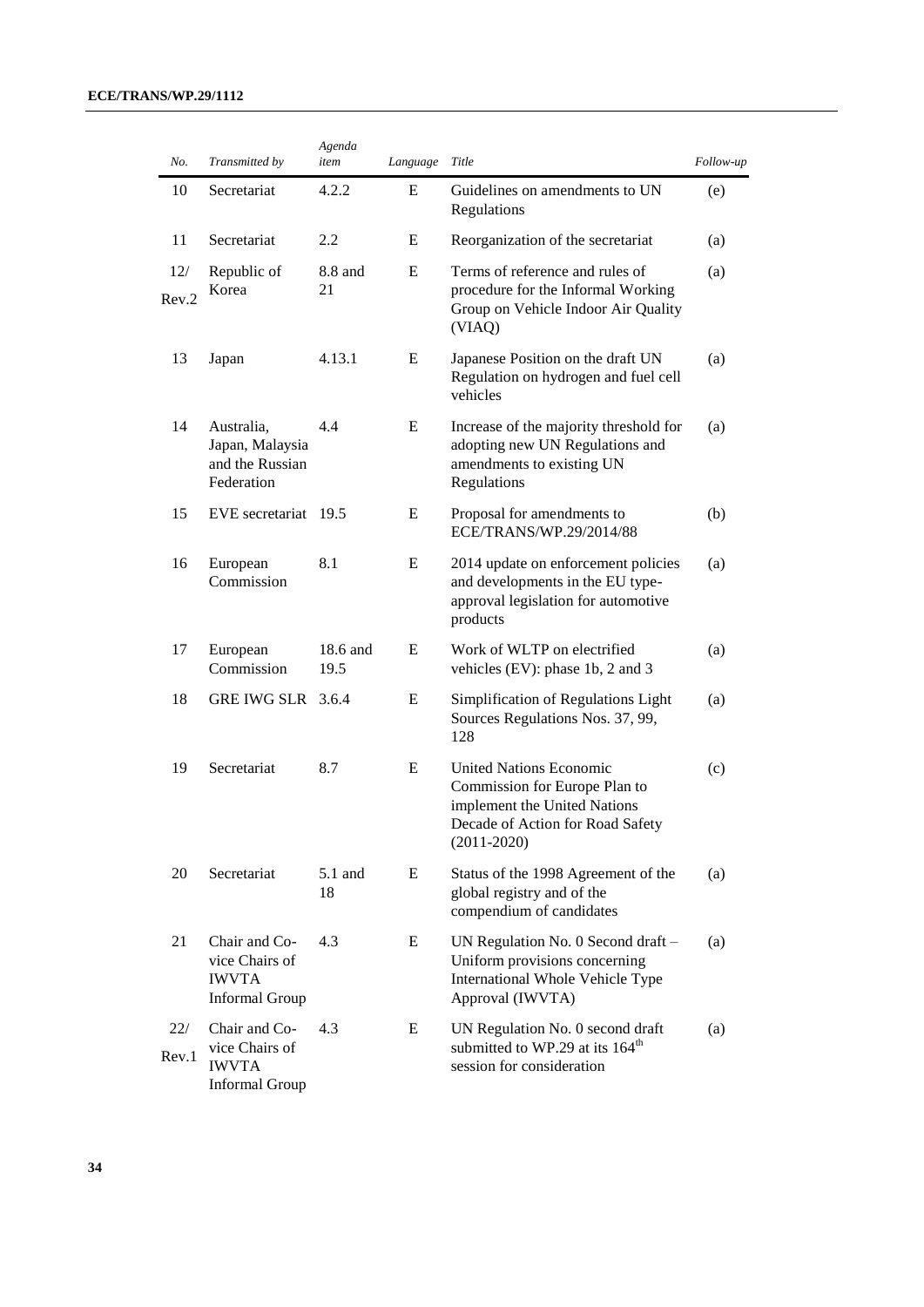| *No.* | *Transmitted by* | *Agenda item* | *Language* | *Title* | *Follow-up* |
|---|---|---|---|---|---|
| 10 | Secretariat | 4.2.2 | E | Guidelines on amendments to UN Regulations | (e) |
| 11 | Secretariat | 2.2 | E | Reorganization of the secretariat | (a) |
| 12/ Rev.2 | Republic of Korea | 8.8 and 21 | E | Terms of reference and rules of procedure for the Informal Working Group on Vehicle Indoor Air Quality (VIAQ) | (a) |
| 13 | Japan | 4.13.1 | E | Japanese Position on the draft UN Regulation on hydrogen and fuel cell vehicles | (a) |
| 14 | Australia, Japan, Malaysia and the Russian Federation | 4.4 | E | Increase of the majority threshold for adopting new UN Regulations and amendments to existing UN Regulations | (a) |
| 15 | EVE secretariat | 19.5 | E | Proposal for amendments to ECE/TRANS/WP.29/2014/88 | (b) |
| 16 | European Commission | 8.1 | E | 2014 update on enforcement policies and developments in the EU type-approval legislation for automotive products | (a) |
| 17 | European Commission | 18.6 and 19.5 | E | Work of WLTP on electrified vehicles (EV): phase 1b, 2 and 3 | (a) |
| 18 | GRE IWG SLR | 3.6.4 | E | Simplification of Regulations Light Sources Regulations Nos. 37, 99, 128 | (a) |
| 19 | Secretariat | 8.7 | E | United Nations Economic Commission for Europe Plan to implement the United Nations Decade of Action for Road Safety (2011-2020) | (c) |
| 20 | Secretariat | 5.1 and 18 | E | Status of the 1998 Agreement of the global registry and of the compendium of candidates | (a) |
| 21 | Chair and Co-vice Chairs of IWVTA Informal Group | 4.3 | E | UN Regulation No. 0 Second draft – Uniform provisions concerning International Whole Vehicle Type Approval (IWVTA) | (a) |
| 22/ Rev.1 | Chair and Co-vice Chairs of IWVTA Informal Group | 4.3 | E | UN Regulation No. 0 second draft submitted to WP.29 at its 164th session for consideration | (a) |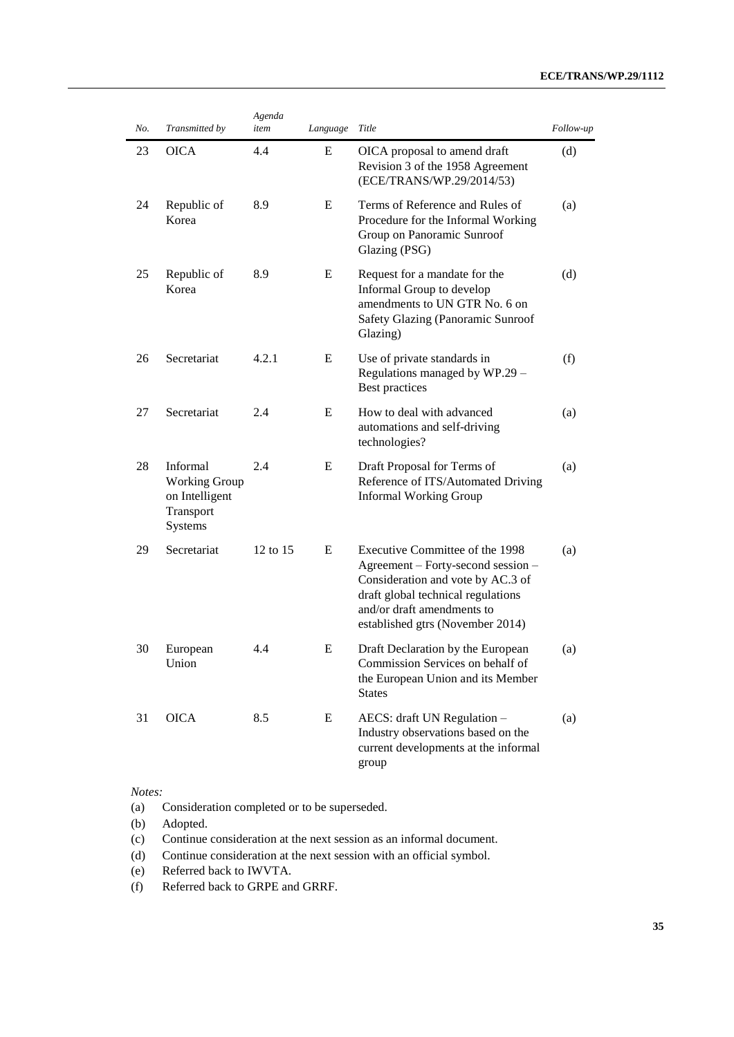| *No.* | *Transmitted by* | *Agenda item* | *Language* | *Title* | *Follow-up* |
|---|---|---|---|---|---|
| 23 | OICA | 4.4 | E | OICA proposal to amend draft Revision 3 of the 1958 Agreement (ECE/TRANS/WP.29/2014/53) | (d) |
| 24 | Republic of Korea | 8.9 | E | Terms of Reference and Rules of Procedure for the Informal Working Group on Panoramic Sunroof Glazing (PSG) | (a) |
| 25 | Republic of Korea | 8.9 | E | Request for a mandate for the Informal Group to develop amendments to UN GTR No. 6 on Safety Glazing (Panoramic Sunroof Glazing) | (d) |
| 26 | Secretariat | 4.2.1 | E | Use of private standards in Regulations managed by WP.29 – Best practices | (f) |
| 27 | Secretariat | 2.4 | E | How to deal with advanced automations and self-driving technologies? | (a) |
| 28 | Informal Working Group on Intelligent Transport Systems | 2.4 | E | Draft Proposal for Terms of Reference of ITS/Automated Driving Informal Working Group | (a) |
| 29 | Secretariat | 12 to 15 | E | Executive Committee of the 1998 Agreement – Forty-second session – Consideration and vote by AC.3 of draft global technical regulations and/or draft amendments to established gtrs (November 2014) | (a) |
| 30 | European Union | 4.4 | E | Draft Declaration by the European Commission Services on behalf of the European Union and its Member States | (a) |
| 31 | OICA | 8.5 | E | AECS: draft UN Regulation – Industry observations based on the current developments at the informal group | (a) |

*Notes:*

(a) Consideration completed or to be superseded.

(b) Adopted.

(c) Continue consideration at the next session as an informal document.

(d) Continue consideration at the next session with an official symbol.

(e) Referred back to IWVTA.

(f) Referred back to GRPE and GRRF.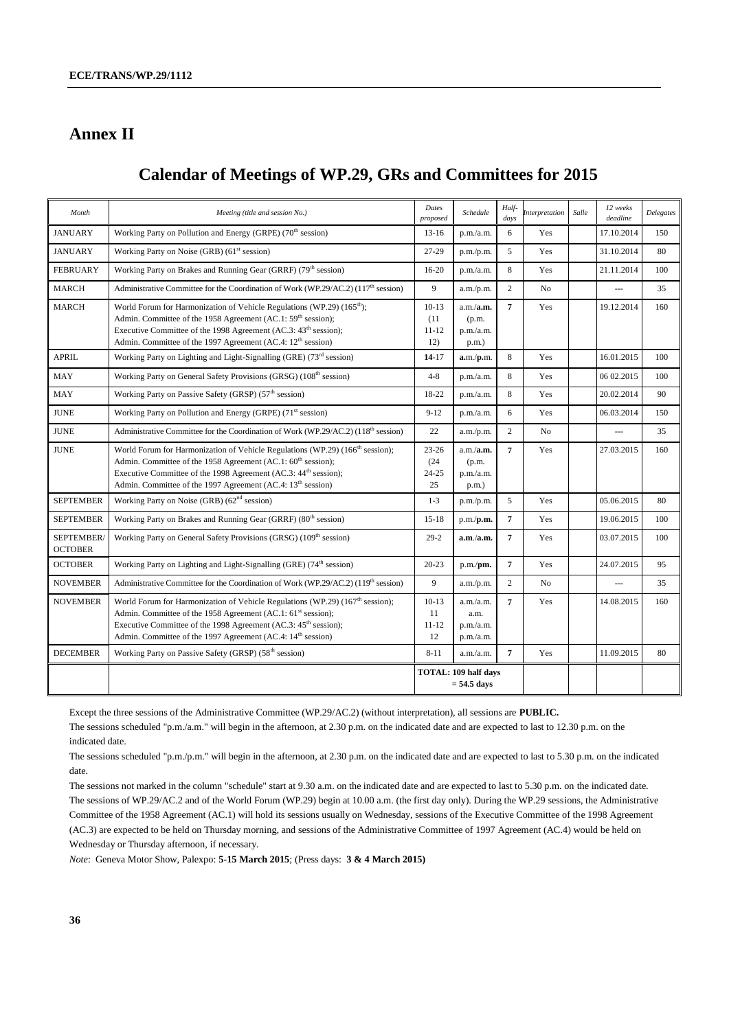# Annex II

## Calendar of Meetings of WP.29, GRs and Committees for 2015

| *Month* | *Meeting (title and session No.)* | *Dates proposed* | *Schedule* | *Half-days* | *Interpretation* | *Salle* | *12 weeks deadline* | *Delegates* |
|---|---|---|---|---|---|---|---|---|
| JANUARY | Working Party on Pollution and Energy (GRPE) (70th session) | 13-16 | p.m./a.m. | 6 | Yes | | 17.10.2014 | 150 |
| JANUARY | Working Party on Noise (GRB) (61st session) | 27-29 | p.m./p.m. | 5 | Yes | | 31.10.2014 | 80 |
| FEBRUARY | Working Party on Brakes and Running Gear (GRRF) (79th session) | 16-20 | p.m./a.m. | 8 | Yes | | 21.11.2014 | 100 |
| MARCH | Administrative Committee for the Coordination of Work (WP.29/AC.2) (117th session) | 9 | a.m./p.m. | 2 | No | | --- | 35 |
| MARCH | World Forum for Harmonization of Vehicle Regulations (WP.29) (165th); Admin. Committee of the 1958 Agreement (AC.1: 59th session); Executive Committee of the 1998 Agreement (AC.3: 43th session); Admin. Committee of the 1997 Agreement (AC.4: 12th session) | 10-13 (11 11-12 12) | a.m./**a.m.** (p.m. p.m./a.m. p.m.) | **7** | Yes | | 19.12.2014 | 160 |
| APRIL | Working Party on Lighting and Light-Signalling (GRE) (73rd session) | **14**-17 | **a**.m./**p**.m. | 8 | Yes | | 16.01.2015 | 100 |
| MAY | Working Party on General Safety Provisions (GRSG) (108th session) | 4-8 | p.m./a.m. | 8 | Yes | | 06 02.2015 | 100 |
| MAY | Working Party on Passive Safety (GRSP) (57th session) | 18-22 | p.m./a.m. | 8 | Yes | | 20.02.2014 | 90 |
| JUNE | Working Party on Pollution and Energy (GRPE) (71st session) | 9-12 | p.m./a.m. | 6 | Yes | | 06.03.2014 | 150 |
| JUNE | Administrative Committee for the Coordination of Work (WP.29/AC.2) (118th session) | 22 | a.m./p.m. | 2 | No | | --- | 35 |
| JUNE | World Forum for Harmonization of Vehicle Regulations (WP.29) (166th session); Admin. Committee of the 1958 Agreement (AC.1: 60th session); Executive Committee of the 1998 Agreement (AC.3: 44th session); Admin. Committee of the 1997 Agreement (AC.4: 13th session) | 23-26 (24 24-25 25 | a.m./**a.m.** (p.m. p.m./a.m. p.m.) | **7** | Yes | | 27.03.2015 | 160 |
| SEPTEMBER | Working Party on Noise (GRB) (62nd session) | 1-3 | p.m./p.m. | 5 | Yes | | 05.06.2015 | 80 |
| SEPTEMBER | Working Party on Brakes and Running Gear (GRRF) (80th session) | 15-18 | p.m./**p.m.** | **7** | Yes | | 19.06.2015 | 100 |
| SEPTEMBER/ OCTOBER | Working Party on General Safety Provisions (GRSG) (109th session) | 29-2 | **a.m**./**a.m.** | **7** | Yes | | 03.07.2015 | 100 |
| OCTOBER | Working Party on Lighting and Light-Signalling (GRE) (74th session) | 20-23 | p.m./**pm.** | **7** | Yes | | 24.07.2015 | 95 |
| NOVEMBER | Administrative Committee for the Coordination of Work (WP.29/AC.2) (119th session) | 9 | a.m./p.m. | 2 | No | | --- | 35 |
| NOVEMBER | World Forum for Harmonization of Vehicle Regulations (WP.29) (167th session); Admin. Committee of the 1958 Agreement (AC.1: 61st session); Executive Committee of the 1998 Agreement (AC.3: 45th session); Admin. Committee of the 1997 Agreement (AC.4: 14th session) | 10-13 11 11-12 12 | a.m./a.m. a.m. p.m./a.m. p.m./a.m. | **7** | Yes | | 14.08.2015 | 160 |
| DECEMBER | Working Party on Passive Safety (GRSP) (58th session) | 8-11 | a.m./a.m. | **7** | Yes | | 11.09.2015 | 80 |
| | | **TOTAL: 109 half days = 54.5 days** | | | | | | |

Except the three sessions of the Administrative Committee (WP.29/AC.2) (without interpretation), all sessions are **PUBLIC.**

The sessions scheduled "p.m./a.m." will begin in the afternoon, at 2.30 p.m. on the indicated date and are expected to last to 12.30 p.m. on the indicated date.

The sessions scheduled "p.m./p.m." will begin in the afternoon, at 2.30 p.m. on the indicated date and are expected to last to 5.30 p.m. on the indicated date.

The sessions not marked in the column "schedule" start at 9.30 a.m. on the indicated date and are expected to last to 5.30 p.m. on the indicated date. The sessions of WP.29/AC.2 and of the World Forum (WP.29) begin at 10.00 a.m. (the first day only). During the WP.29 sessions, the Administrative Committee of the 1958 Agreement (AC.1) will hold its sessions usually on Wednesday, sessions of the Executive Committee of the 1998 Agreement (AC.3) are expected to be held on Thursday morning, and sessions of the Administrative Committee of 1997 Agreement (AC.4) would be held on Wednesday or Thursday afternoon, if necessary.

*Note*: Geneva Motor Show, Palexpo: **5-15 March 2015**; (Press days: **3 & 4 March 2015)**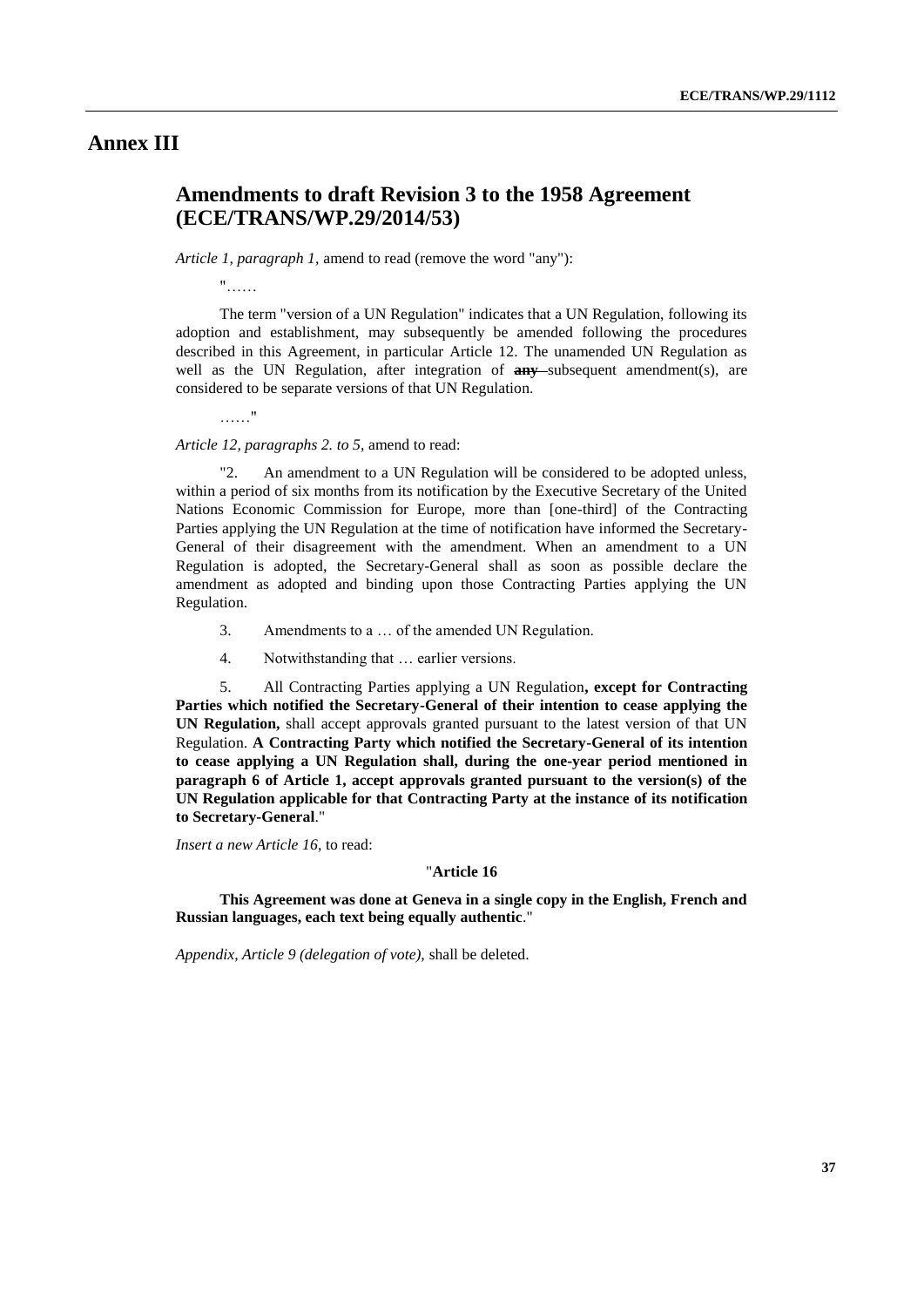# Annex III

## Amendments to draft Revision 3 to the 1958 Agreement (ECE/TRANS/WP.29/2014/53)

*Article 1, paragraph 1,* amend to read (remove the word "any"):

"……

The term "version of a UN Regulation" indicates that a UN Regulation, following its adoption and establishment, may subsequently be amended following the procedures described in this Agreement, in particular Article 12. The unamended UN Regulation as well as the UN Regulation, after integration of ~~**any**~~ subsequent amendment(s), are considered to be separate versions of that UN Regulation.

……"

*Article 12, paragraphs 2. to 5,* amend to read:

"2. An amendment to a UN Regulation will be considered to be adopted unless, within a period of six months from its notification by the Executive Secretary of the United Nations Economic Commission for Europe, more than [one-third] of the Contracting Parties applying the UN Regulation at the time of notification have informed the Secretary-General of their disagreement with the amendment. When an amendment to a UN Regulation is adopted, the Secretary-General shall as soon as possible declare the amendment as adopted and binding upon those Contracting Parties applying the UN Regulation.

3. Amendments to a … of the amended UN Regulation.

4. Notwithstanding that … earlier versions.

5. All Contracting Parties applying a UN Regulation**, except for Contracting Parties which notified the Secretary-General of their intention to cease applying the UN Regulation,** shall accept approvals granted pursuant to the latest version of that UN Regulation. **A Contracting Party which notified the Secretary-General of its intention to cease applying a UN Regulation shall, during the one-year period mentioned in paragraph 6 of Article 1, accept approvals granted pursuant to the version(s) of the UN Regulation applicable for that Contracting Party at the instance of its notification to Secretary-General**."

*Insert a new Article 16*, to read:

"**Article 16**

**This Agreement was done at Geneva in a single copy in the English, French and Russian languages, each text being equally authentic**."

*Appendix, Article 9 (delegation of vote)*, shall be deleted.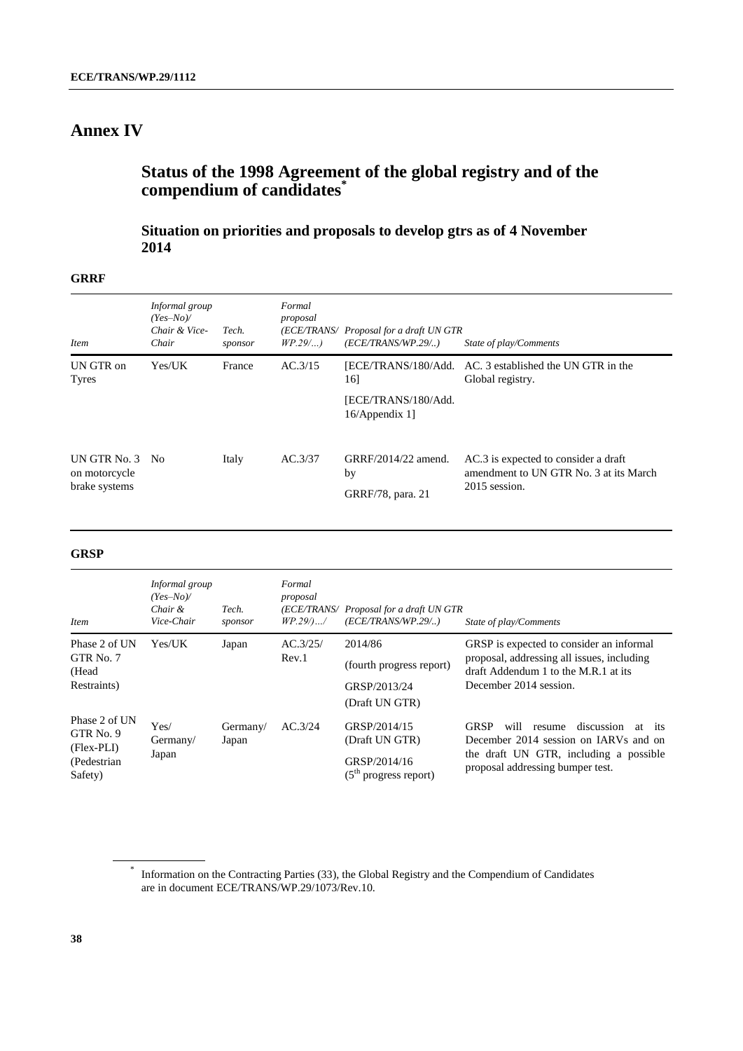# Annex IV

## Status of the 1998 Agreement of the global registry and of the compendium of candidates*

### Situation on priorities and proposals to develop gtrs as of 4 November 2014

**GRRF**

| *Item* | *Informal group (Yes–No)/ Chair & Vice-Chair* | *Tech. sponsor* | *Formal proposal (ECE/TRANS/ WP.29/...)* | *Proposal for a draft UN GTR (ECE/TRANS/WP.29/..)* | *State of play/Comments* |
|---|---|---|---|---|---|
| UN GTR on Tyres | Yes/UK | France | AC.3/15 | [ECE/TRANS/180/Add. 16] [ECE/TRANS/180/Add. 16/Appendix 1] | AC. 3 established the UN GTR in the Global registry. |
| UN GTR No. 3 on motorcycle brake systems | No | Italy | AC.3/37 | GRRF/2014/22 amend. by GRRF/78, para. 21 | AC.3 is expected to consider a draft amendment to UN GTR No. 3 at its March 2015 session. |

**GRSP**

| *Item* | *Informal group (Yes–No)/ Chair & Vice-Chair* | *Tech. sponsor* | *Formal proposal (ECE/TRANS/ WP.29/).../* | *Proposal for a draft UN GTR (ECE/TRANS/WP.29/..)* | *State of play/Comments* |
|---|---|---|---|---|---|
| Phase 2 of UN GTR No. 7 (Head Restraints) | Yes/UK | Japan | AC.3/25/ Rev.1 | 2014/86 (fourth progress report) GRSP/2013/24 (Draft UN GTR) | GRSP is expected to consider an informal proposal, addressing all issues, including draft Addendum 1 to the M.R.1 at its December 2014 session. |
| Phase 2 of UN GTR No. 9 (Flex-PLI) (Pedestrian Safety) | Yes/ Germany/ Japan | Germany/ Japan | AC.3/24 | GRSP/2014/15 (Draft UN GTR) GRSP/2014/16 (5th progress report) | GRSP will resume discussion at its December 2014 session on IARVs and on the draft UN GTR, including a possible proposal addressing bumper test. |

\* Information on the Contracting Parties (33), the Global Registry and the Compendium of Candidates are in document ECE/TRANS/WP.29/1073/Rev.10.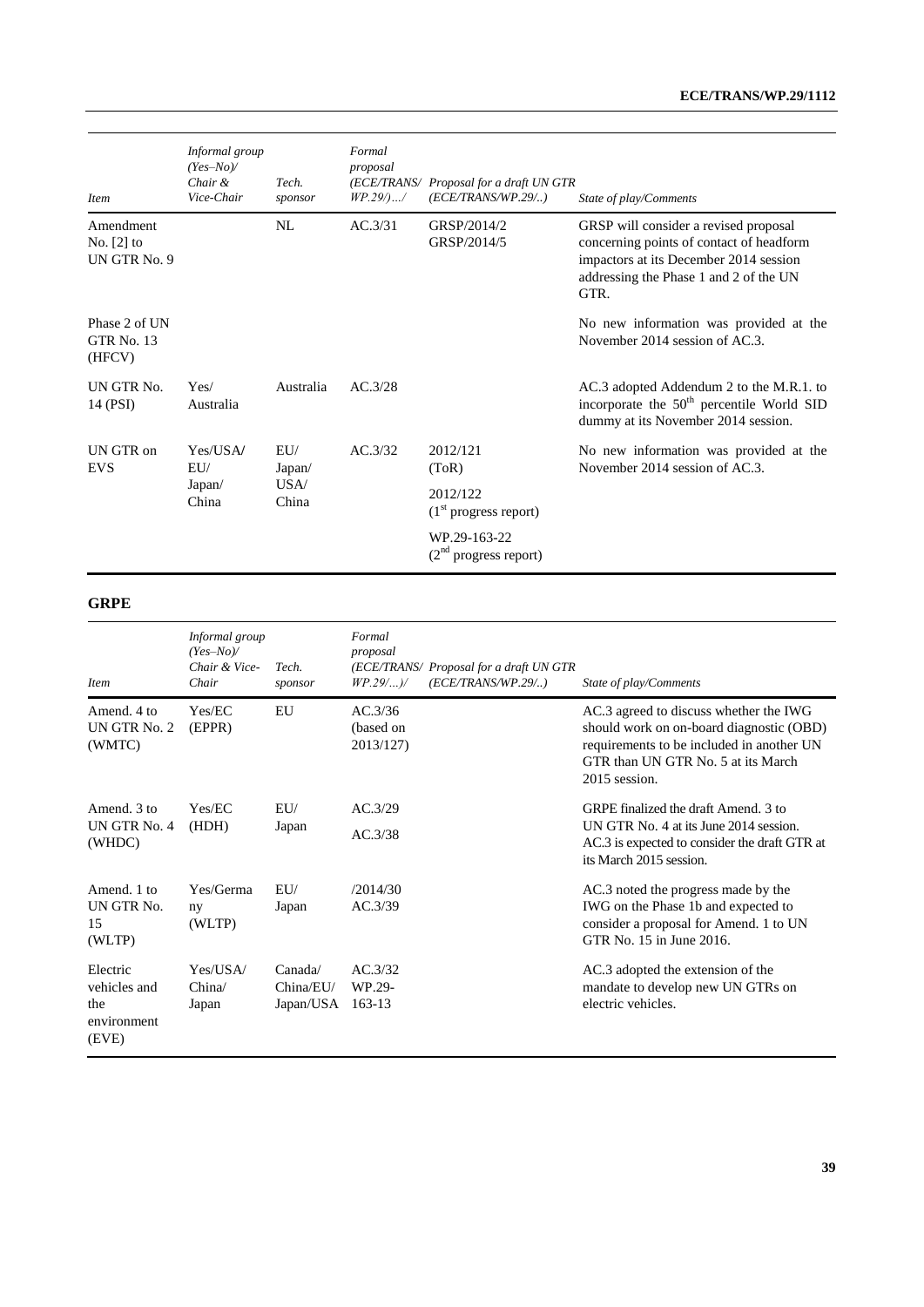| Item | Informal group (Yes–No)/ Chair & Vice-Chair | Tech. sponsor | Formal proposal (ECE/TRANS/ WP.29/)…/ | Proposal for a draft UN GTR (ECE/TRANS/WP.29/..) | State of play/Comments |
|---|---|---|---|---|---|
| Amendment No. [2] to UN GTR No. 9 | | NL | AC.3/31 | GRSP/2014/2 GRSP/2014/5 | GRSP will consider a revised proposal concerning points of contact of headform impactors at its December 2014 session addressing the Phase 1 and 2 of the UN GTR. |
| Phase 2 of UN GTR No. 13 (HFCV) | | | | | No new information was provided at the November 2014 session of AC.3. |
| UN GTR No. 14 (PSI) | Yes/ Australia | Australia | AC.3/28 | | AC.3 adopted Addendum 2 to the M.R.1. to incorporate the 50th percentile World SID dummy at its November 2014 session. |
| UN GTR on EVS | Yes/USA/ EU/ Japan/ China | EU/ Japan/ USA/ China | AC.3/32 | 2012/121 (ToR) 2012/122 (1st progress report) WP.29-163-22 (2nd progress report) | No new information was provided at the November 2014 session of AC.3. |

**GRPE**

| Item | Informal group (Yes–No)/ Chair & Vice-Chair | Tech. sponsor | Formal proposal (ECE/TRANS/ WP.29/…)/ | Proposal for a draft UN GTR (ECE/TRANS/WP.29/..) | State of play/Comments |
|---|---|---|---|---|---|
| Amend. 4 to UN GTR No. 2 (WMTC) | Yes/EC (EPPR) | EU | AC.3/36 (based on 2013/127) | | AC.3 agreed to discuss whether the IWG should work on on-board diagnostic (OBD) requirements to be included in another UN GTR than UN GTR No. 5 at its March 2015 session. |
| Amend. 3 to UN GTR No. 4 (WHDC) | Yes/EC (HDH) | EU/ Japan | AC.3/29 AC.3/38 | | GRPE finalized the draft Amend. 3 to UN GTR No. 4 at its June 2014 session. AC.3 is expected to consider the draft GTR at its March 2015 session. |
| Amend. 1 to UN GTR No. 15 (WLTP) | Yes/Germany (WLTP) | EU/ Japan | /2014/30 AC.3/39 | | AC.3 noted the progress made by the IWG on the Phase 1b and expected to consider a proposal for Amend. 1 to UN GTR No. 15 in June 2016. |
| Electric vehicles and the environment (EVE) | Yes/USA/ China/ Japan | Canada/ China/EU/ Japan/USA | AC.3/32 WP.29-163-13 | | AC.3 adopted the extension of the mandate to develop new UN GTRs on electric vehicles. |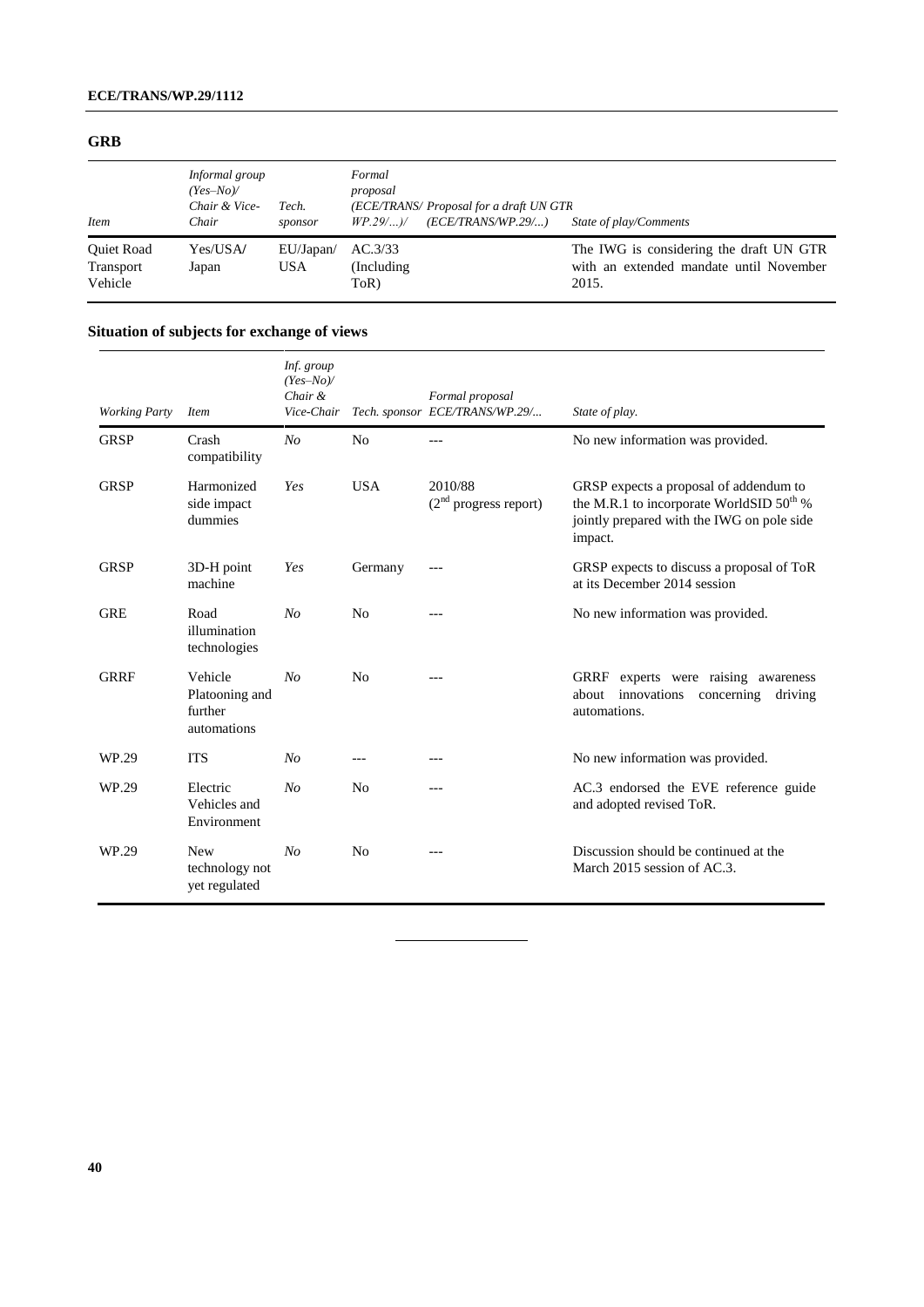## GRB

| *Item* | *Informal group (Yes–No)/ Chair & Vice-Chair* | *Tech. sponsor* | *Formal proposal (ECE/TRANS/ WP.29/...)/* | *Proposal for a draft UN GTR (ECE/TRANS/WP.29/...)* | *State of play/Comments* |
|---|---|---|---|---|---|
| Quiet Road Transport Vehicle | Yes/USA/ Japan | EU/Japan/ USA | AC.3/33 (Including ToR) | | The IWG is considering the draft UN GTR with an extended mandate until November 2015. |

## Situation of subjects for exchange of views

| *Working Party* | *Item* | *Inf. group (Yes–No)/ Chair & Vice-Chair* | *Tech. sponsor* | *Formal proposal ECE/TRANS/WP.29/...* | *State of play.* |
|---|---|---|---|---|---|
| GRSP | Crash compatibility | *No* | No | --- | No new information was provided. |
| GRSP | Harmonized side impact dummies | *Yes* | USA | 2010/88 (2nd progress report) | GRSP expects a proposal of addendum to the M.R.1 to incorporate WorldSID 50th % jointly prepared with the IWG on pole side impact. |
| GRSP | 3D-H point machine | *Yes* | Germany | --- | GRSP expects to discuss a proposal of ToR at its December 2014 session |
| GRE | Road illumination technologies | *No* | No | --- | No new information was provided. |
| GRRF | Vehicle Platooning and further automations | *No* | No | --- | GRRF experts were raising awareness about innovations concerning driving automations. |
| WP.29 | ITS | *No* | --- | --- | No new information was provided. |
| WP.29 | Electric Vehicles and Environment | *No* | No | --- | AC.3 endorsed the EVE reference guide and adopted revised ToR. |
| WP.29 | New technology not yet regulated | *No* | No | --- | Discussion should be continued at the March 2015 session of AC.3. |